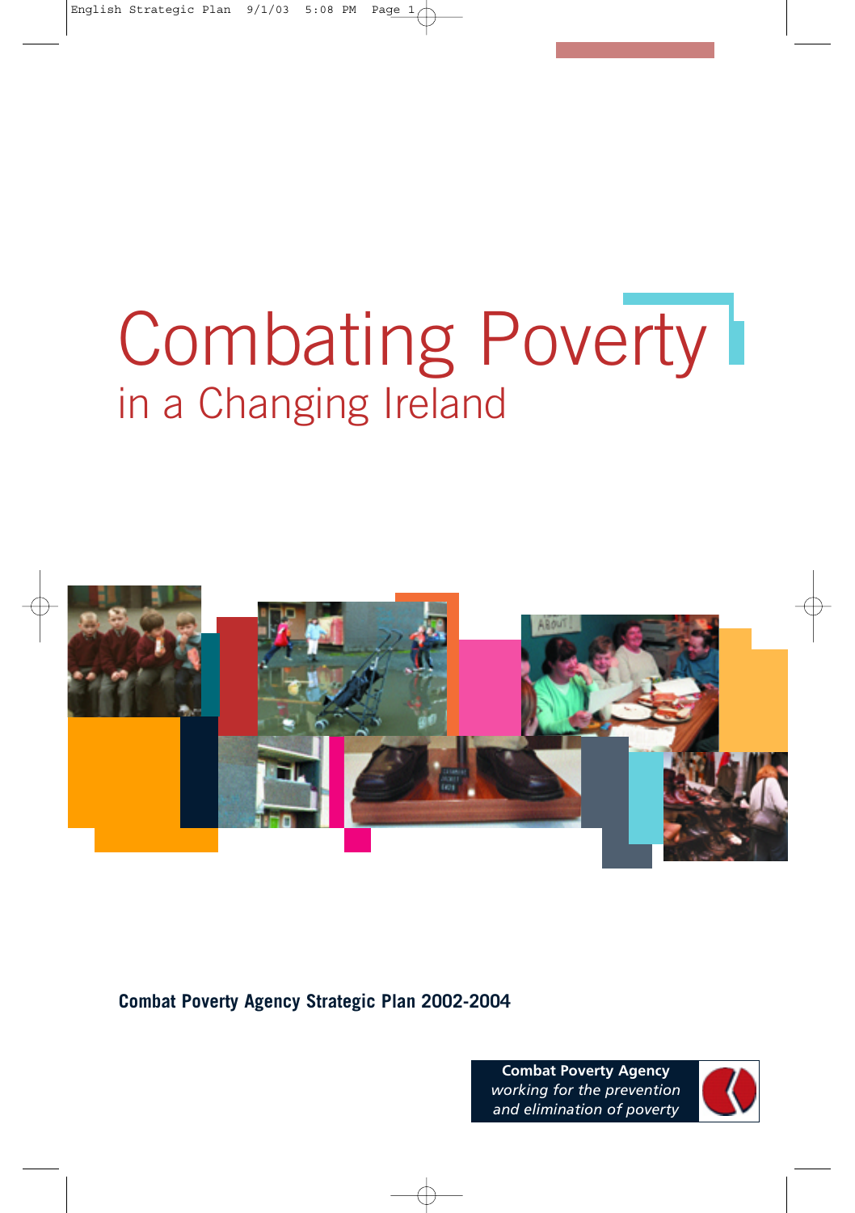# Combating Poverty

## in a Changing Ireland

**Combat Poverty Agency Strategic Plan 2002-2004**

**Combat Poverty Agency**
*working for the prevention and elimination of poverty*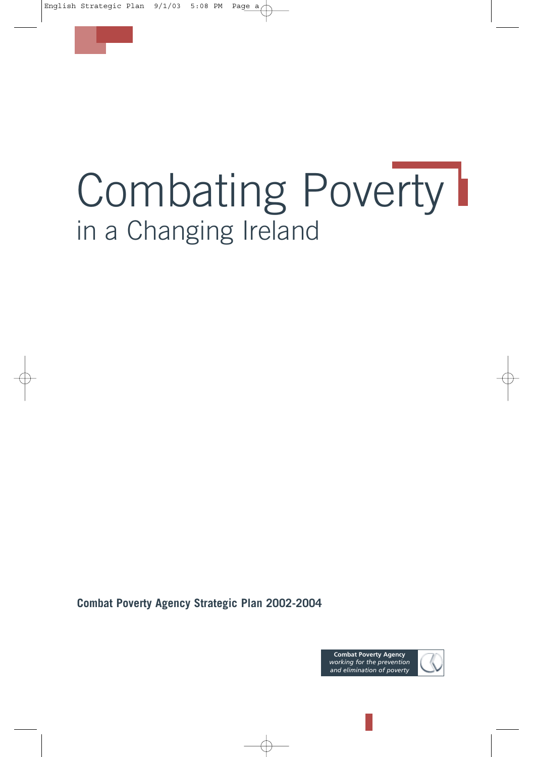# Combating Poverty
## in a Changing Ireland

**Combat Poverty Agency Strategic Plan 2002-2004**

**Combat Poverty Agency**
*working for the prevention and elimination of poverty*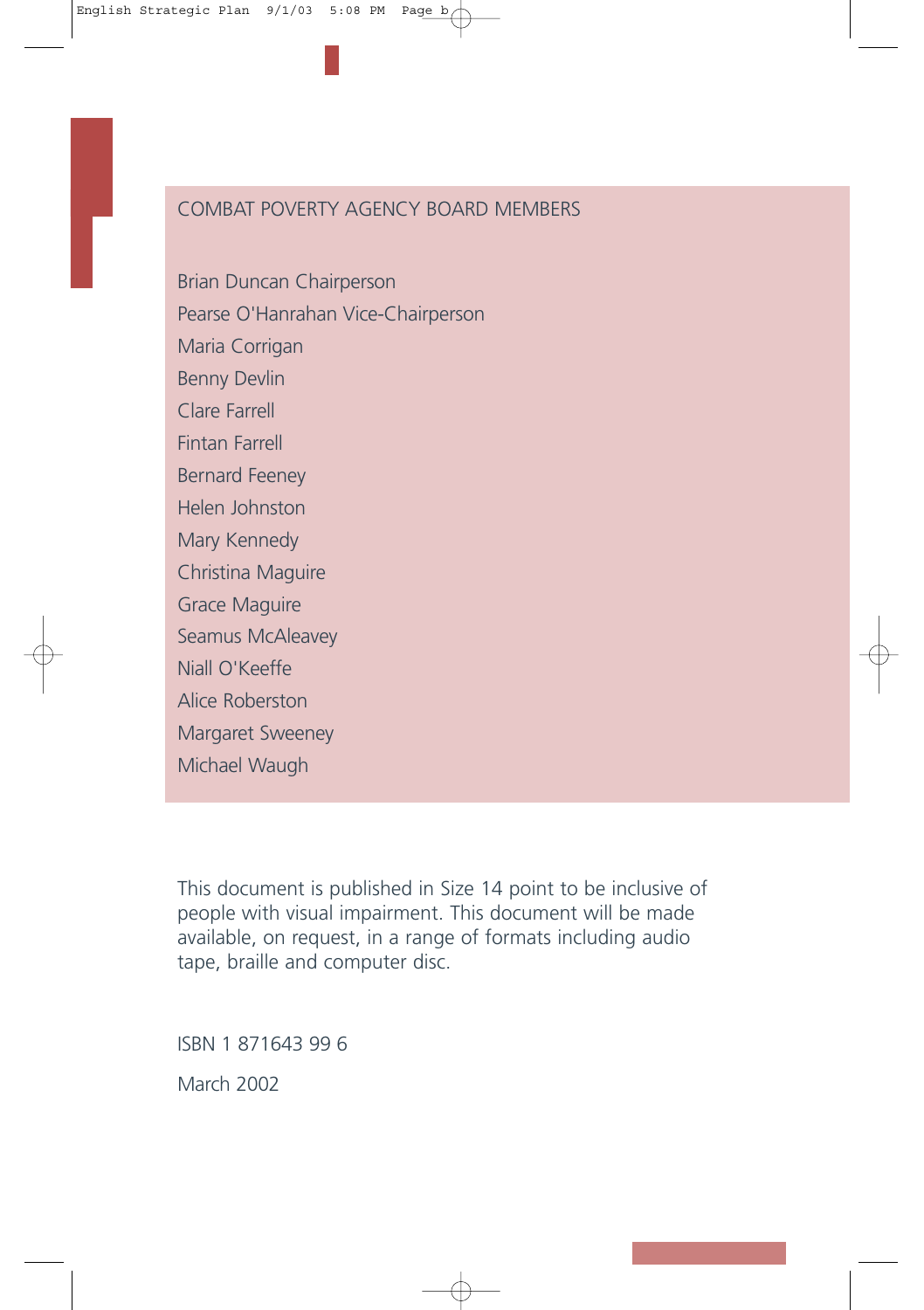## COMBAT POVERTY AGENCY BOARD MEMBERS

Brian Duncan Chairperson
Pearse O'Hanrahan Vice-Chairperson
Maria Corrigan
Benny Devlin
Clare Farrell
Fintan Farrell
Bernard Feeney
Helen Johnston
Mary Kennedy
Christina Maguire
Grace Maguire
Seamus McAleavey
Niall O'Keeffe
Alice Roberston
Margaret Sweeney
Michael Waugh

This document is published in Size 14 point to be inclusive of people with visual impairment. This document will be made available, on request, in a range of formats including audio tape, braille and computer disc.

ISBN 1 871643 99 6

March 2002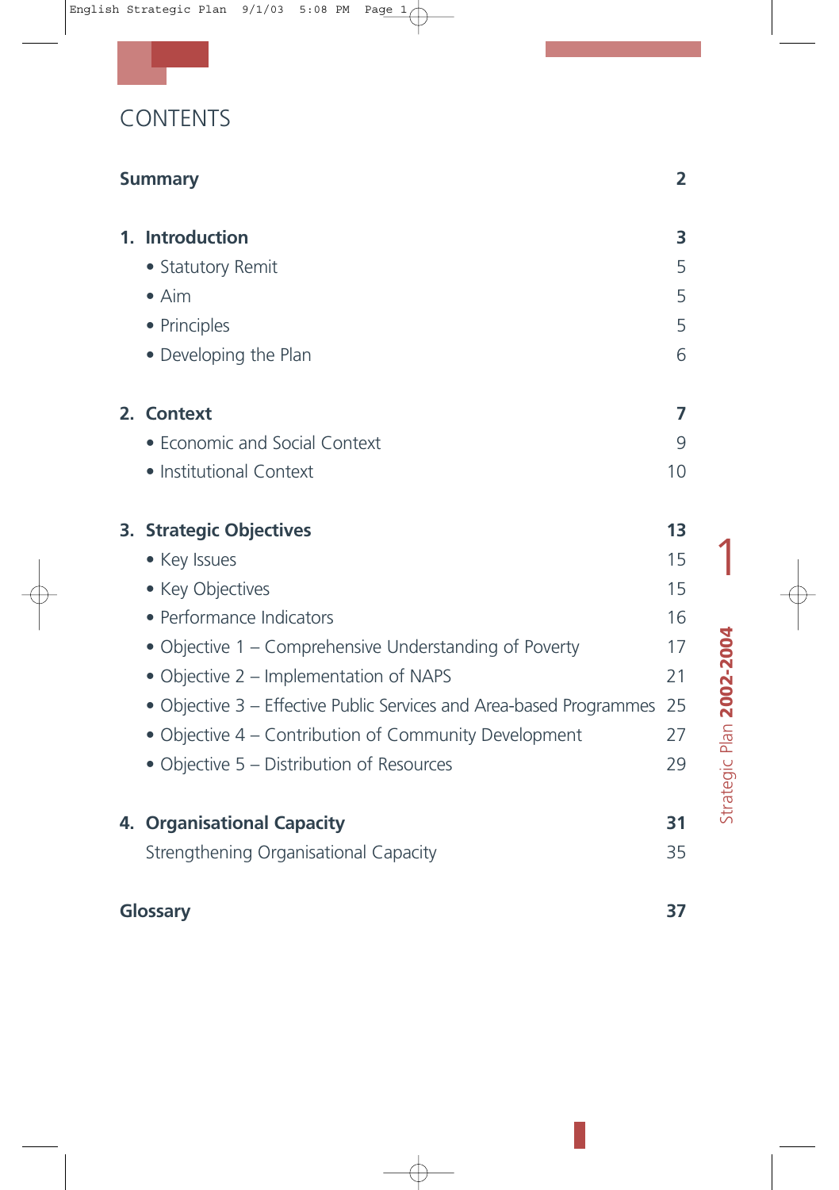# CONTENTS

| | |
|---|---|
| **Summary** | **2** |
| **1. Introduction** | **3** |
| • Statutory Remit | 5 |
| • Aim | 5 |
| • Principles | 5 |
| • Developing the Plan | 6 |
| **2. Context** | **7** |
| • Economic and Social Context | 9 |
| • Institutional Context | 10 |
| **3. Strategic Objectives** | **13** |
| • Key Issues | 15 |
| • Key Objectives | 15 |
| • Performance Indicators | 16 |
| • Objective 1 – Comprehensive Understanding of Poverty | 17 |
| • Objective 2 – Implementation of NAPS | 21 |
| • Objective 3 – Effective Public Services and Area-based Programmes | 25 |
| • Objective 4 – Contribution of Community Development | 27 |
| • Objective 5 – Distribution of Resources | 29 |
| **4. Organisational Capacity** | **31** |
| Strengthening Organisational Capacity | 35 |
| **Glossary** | **37** |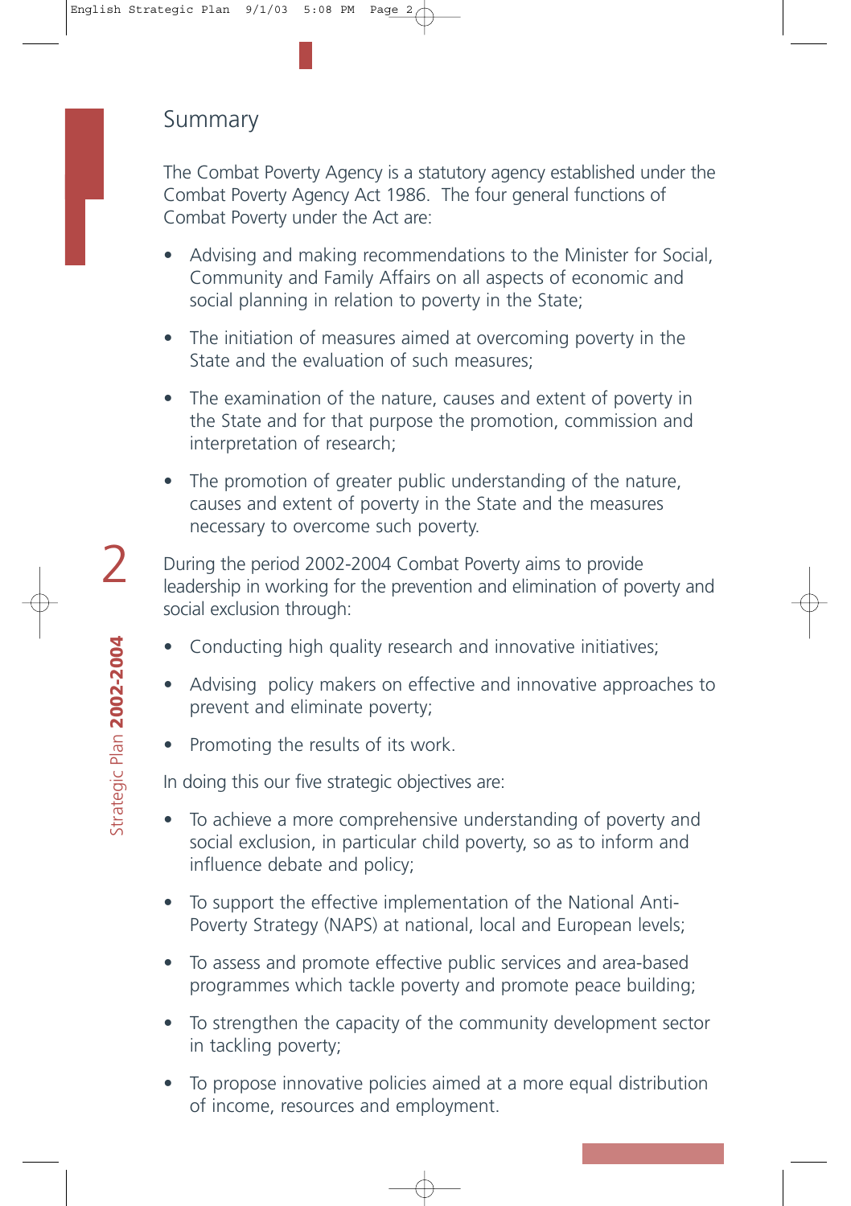## Summary

The Combat Poverty Agency is a statutory agency established under the Combat Poverty Agency Act 1986. The four general functions of Combat Poverty under the Act are:

- Advising and making recommendations to the Minister for Social, Community and Family Affairs on all aspects of economic and social planning in relation to poverty in the State;
- The initiation of measures aimed at overcoming poverty in the State and the evaluation of such measures;
- The examination of the nature, causes and extent of poverty in the State and for that purpose the promotion, commission and interpretation of research;
- The promotion of greater public understanding of the nature, causes and extent of poverty in the State and the measures necessary to overcome such poverty.

During the period 2002-2004 Combat Poverty aims to provide leadership in working for the prevention and elimination of poverty and social exclusion through:

- Conducting high quality research and innovative initiatives;
- Advising policy makers on effective and innovative approaches to prevent and eliminate poverty;
- Promoting the results of its work.

In doing this our five strategic objectives are:

- To achieve a more comprehensive understanding of poverty and social exclusion, in particular child poverty, so as to inform and influence debate and policy;
- To support the effective implementation of the National Anti-Poverty Strategy (NAPS) at national, local and European levels;
- To assess and promote effective public services and area-based programmes which tackle poverty and promote peace building;
- To strengthen the capacity of the community development sector in tackling poverty;
- To propose innovative policies aimed at a more equal distribution of income, resources and employment.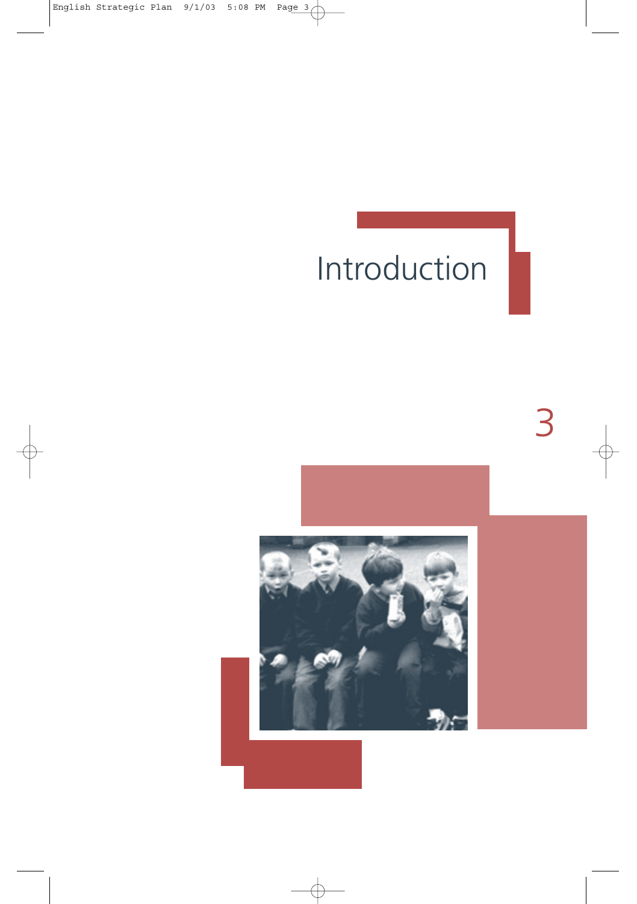# Introduction

3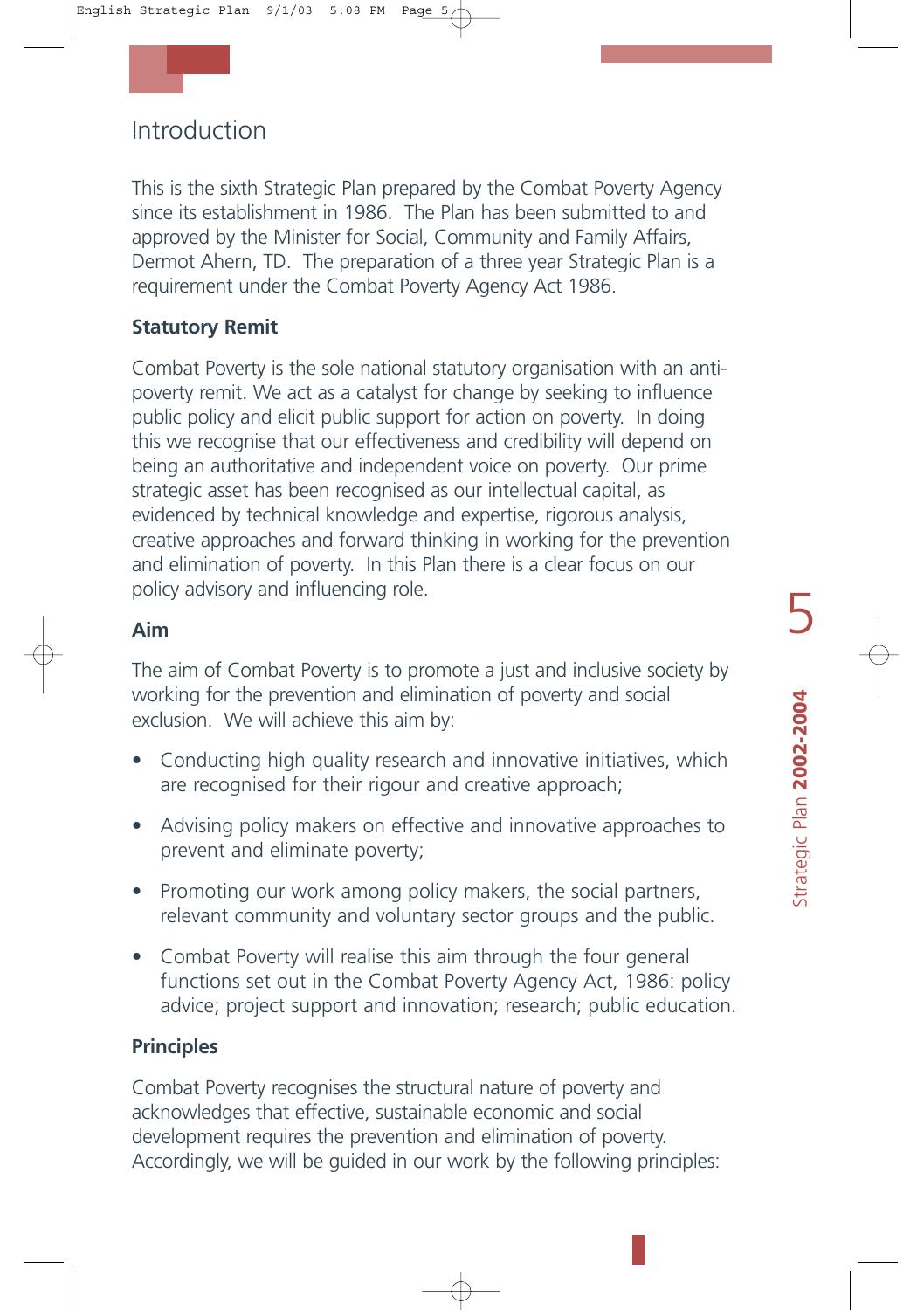## Introduction

This is the sixth Strategic Plan prepared by the Combat Poverty Agency since its establishment in 1986. The Plan has been submitted to and approved by the Minister for Social, Community and Family Affairs, Dermot Ahern, TD. The preparation of a three year Strategic Plan is a requirement under the Combat Poverty Agency Act 1986.

### Statutory Remit

Combat Poverty is the sole national statutory organisation with an anti-poverty remit. We act as a catalyst for change by seeking to influence public policy and elicit public support for action on poverty. In doing this we recognise that our effectiveness and credibility will depend on being an authoritative and independent voice on poverty. Our prime strategic asset has been recognised as our intellectual capital, as evidenced by technical knowledge and expertise, rigorous analysis, creative approaches and forward thinking in working for the prevention and elimination of poverty. In this Plan there is a clear focus on our policy advisory and influencing role.

### Aim

The aim of Combat Poverty is to promote a just and inclusive society by working for the prevention and elimination of poverty and social exclusion. We will achieve this aim by:

- Conducting high quality research and innovative initiatives, which are recognised for their rigour and creative approach;
- Advising policy makers on effective and innovative approaches to prevent and eliminate poverty;
- Promoting our work among policy makers, the social partners, relevant community and voluntary sector groups and the public.
- Combat Poverty will realise this aim through the four general functions set out in the Combat Poverty Agency Act, 1986: policy advice; project support and innovation; research; public education.

### Principles

Combat Poverty recognises the structural nature of poverty and acknowledges that effective, sustainable economic and social development requires the prevention and elimination of poverty. Accordingly, we will be guided in our work by the following principles: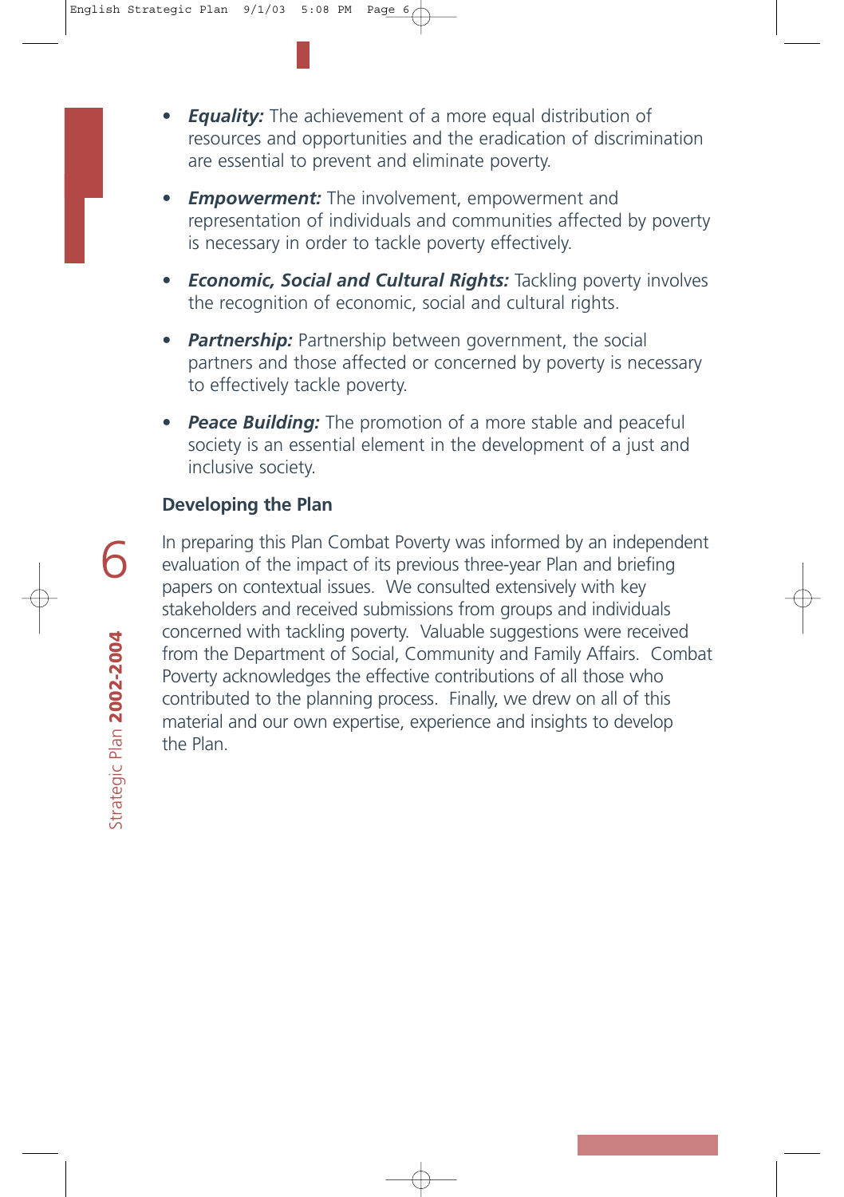- ***Equality:*** The achievement of a more equal distribution of resources and opportunities and the eradication of discrimination are essential to prevent and eliminate poverty.

- ***Empowerment:*** The involvement, empowerment and representation of individuals and communities affected by poverty is necessary in order to tackle poverty effectively.

- ***Economic, Social and Cultural Rights:*** Tackling poverty involves the recognition of economic, social and cultural rights.

- ***Partnership:*** Partnership between government, the social partners and those affected or concerned by poverty is necessary to effectively tackle poverty.

- ***Peace Building:*** The promotion of a more stable and peaceful society is an essential element in the development of a just and inclusive society.

### Developing the Plan

In preparing this Plan Combat Poverty was informed by an independent evaluation of the impact of its previous three-year Plan and briefing papers on contextual issues. We consulted extensively with key stakeholders and received submissions from groups and individuals concerned with tackling poverty. Valuable suggestions were received from the Department of Social, Community and Family Affairs. Combat Poverty acknowledges the effective contributions of all those who contributed to the planning process. Finally, we drew on all of this material and our own expertise, experience and insights to develop the Plan.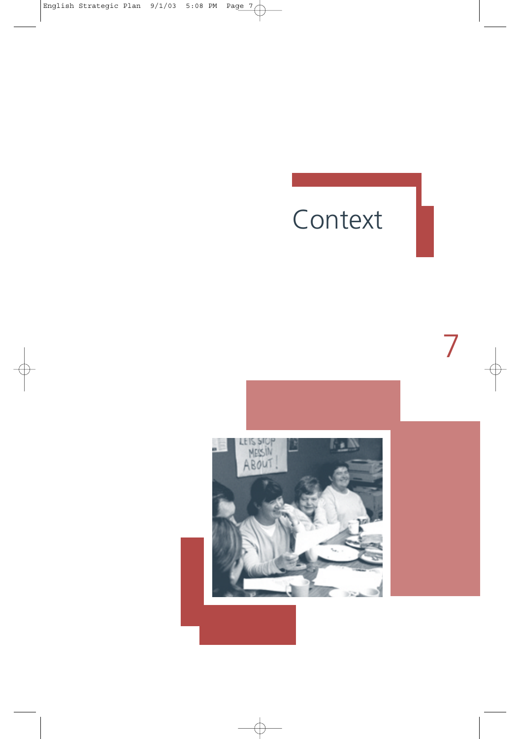# Context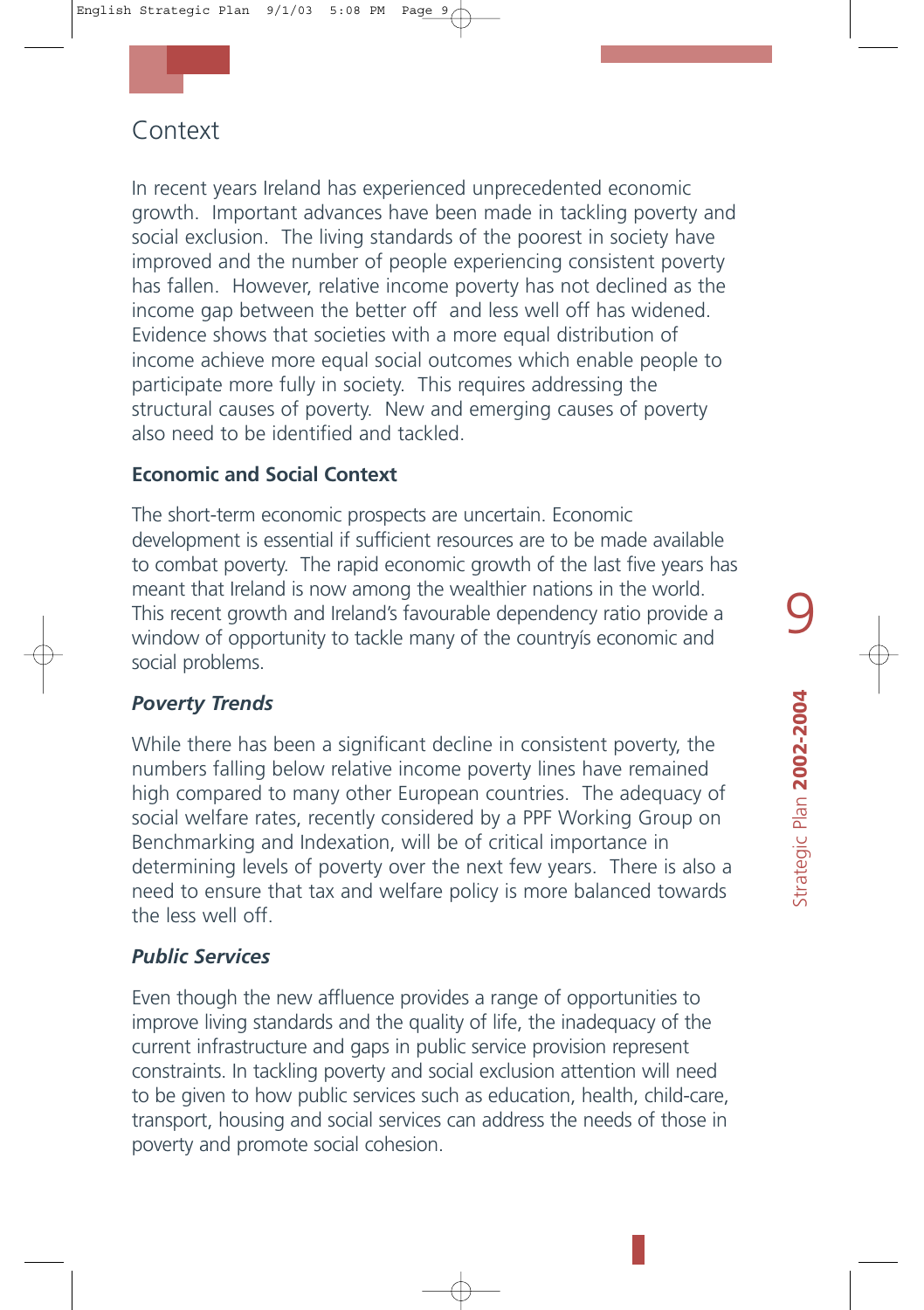# Context

In recent years Ireland has experienced unprecedented economic growth. Important advances have been made in tackling poverty and social exclusion. The living standards of the poorest in society have improved and the number of people experiencing consistent poverty has fallen. However, relative income poverty has not declined as the income gap between the better off and less well off has widened. Evidence shows that societies with a more equal distribution of income achieve more equal social outcomes which enable people to participate more fully in society. This requires addressing the structural causes of poverty. New and emerging causes of poverty also need to be identified and tackled.

### Economic and Social Context

The short-term economic prospects are uncertain. Economic development is essential if sufficient resources are to be made available to combat poverty. The rapid economic growth of the last five years has meant that Ireland is now among the wealthier nations in the world. This recent growth and Ireland's favourable dependency ratio provide a window of opportunity to tackle many of the countryís economic and social problems.

### *Poverty Trends*

While there has been a significant decline in consistent poverty, the numbers falling below relative income poverty lines have remained high compared to many other European countries. The adequacy of social welfare rates, recently considered by a PPF Working Group on Benchmarking and Indexation, will be of critical importance in determining levels of poverty over the next few years. There is also a need to ensure that tax and welfare policy is more balanced towards the less well off.

### *Public Services*

Even though the new affluence provides a range of opportunities to improve living standards and the quality of life, the inadequacy of the current infrastructure and gaps in public service provision represent constraints. In tackling poverty and social exclusion attention will need to be given to how public services such as education, health, child-care, transport, housing and social services can address the needs of those in poverty and promote social cohesion.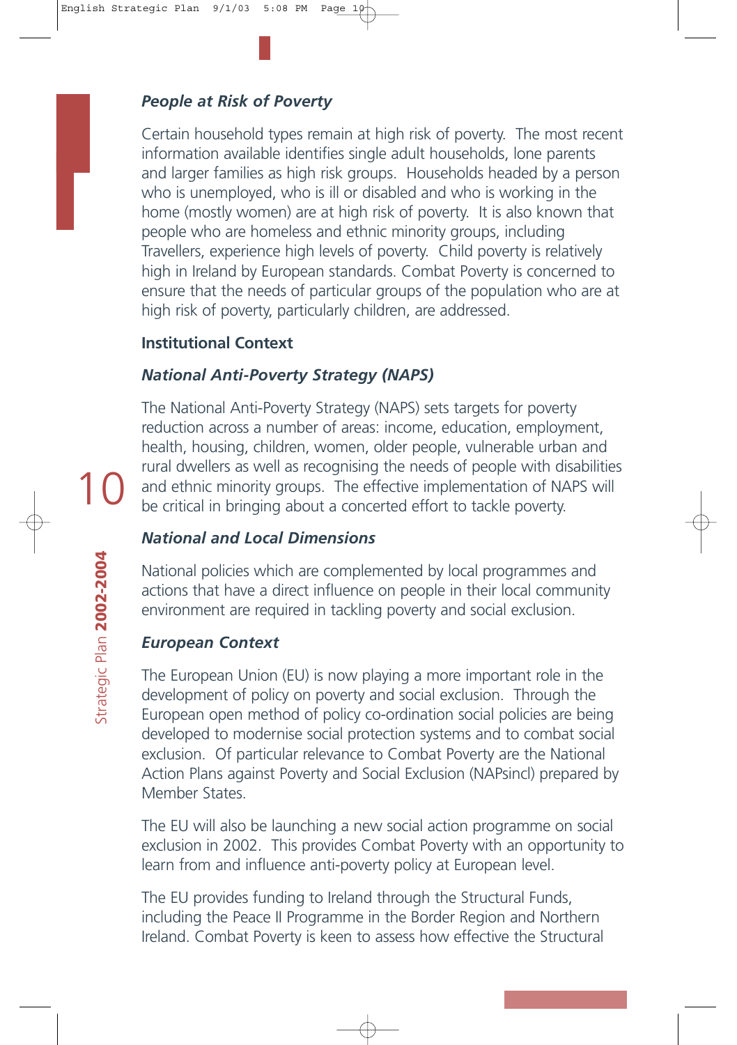### *People at Risk of Poverty*

Certain household types remain at high risk of poverty. The most recent information available identifies single adult households, lone parents and larger families as high risk groups. Households headed by a person who is unemployed, who is ill or disabled and who is working in the home (mostly women) are at high risk of poverty. It is also known that people who are homeless and ethnic minority groups, including Travellers, experience high levels of poverty. Child poverty is relatively high in Ireland by European standards. Combat Poverty is concerned to ensure that the needs of particular groups of the population who are at high risk of poverty, particularly children, are addressed.

## Institutional Context

### *National Anti-Poverty Strategy (NAPS)*

The National Anti-Poverty Strategy (NAPS) sets targets for poverty reduction across a number of areas: income, education, employment, health, housing, children, women, older people, vulnerable urban and rural dwellers as well as recognising the needs of people with disabilities and ethnic minority groups. The effective implementation of NAPS will be critical in bringing about a concerted effort to tackle poverty.

### *National and Local Dimensions*

National policies which are complemented by local programmes and actions that have a direct influence on people in their local community environment are required in tackling poverty and social exclusion.

### *European Context*

The European Union (EU) is now playing a more important role in the development of policy on poverty and social exclusion. Through the European open method of policy co-ordination social policies are being developed to modernise social protection systems and to combat social exclusion. Of particular relevance to Combat Poverty are the National Action Plans against Poverty and Social Exclusion (NAPsincl) prepared by Member States.

The EU will also be launching a new social action programme on social exclusion in 2002. This provides Combat Poverty with an opportunity to learn from and influence anti-poverty policy at European level.

The EU provides funding to Ireland through the Structural Funds, including the Peace II Programme in the Border Region and Northern Ireland. Combat Poverty is keen to assess how effective the Structural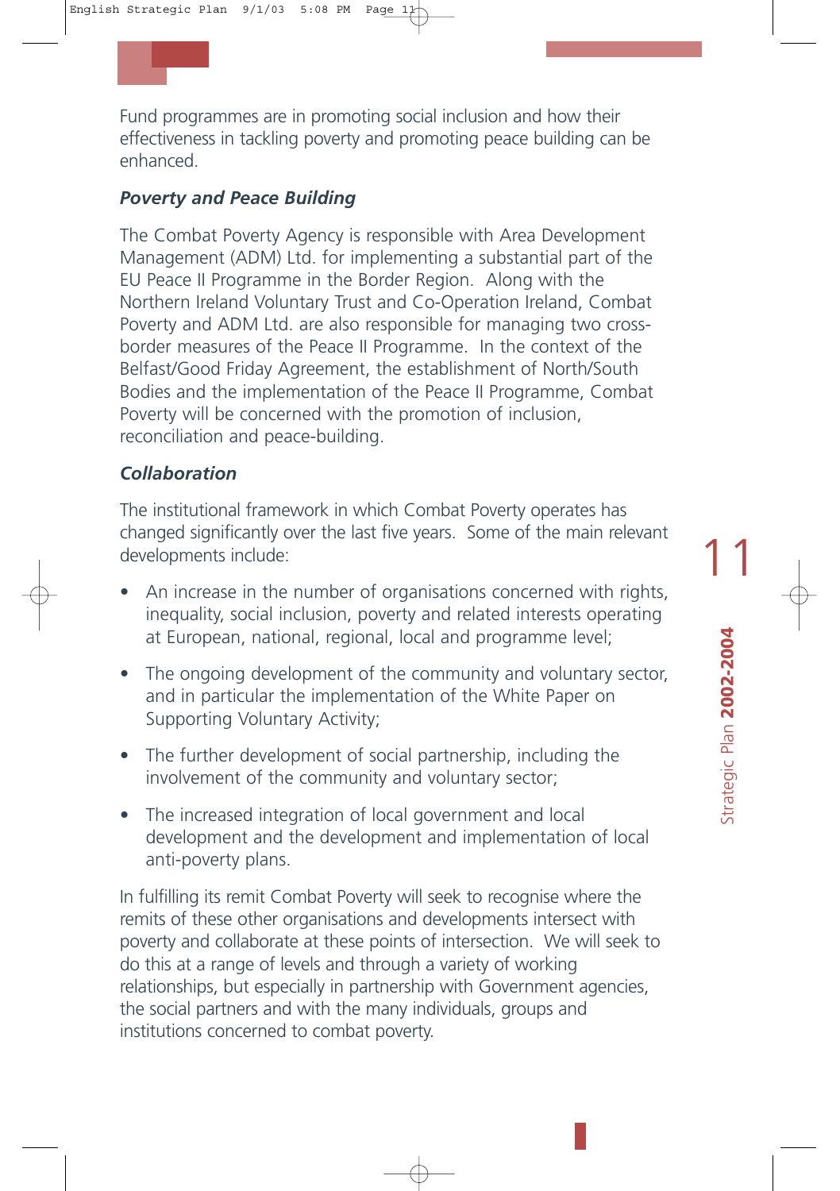Fund programmes are in promoting social inclusion and how their effectiveness in tackling poverty and promoting peace building can be enhanced.

### *Poverty and Peace Building*

The Combat Poverty Agency is responsible with Area Development Management (ADM) Ltd. for implementing a substantial part of the EU Peace II Programme in the Border Region. Along with the Northern Ireland Voluntary Trust and Co-Operation Ireland, Combat Poverty and ADM Ltd. are also responsible for managing two cross-border measures of the Peace II Programme. In the context of the Belfast/Good Friday Agreement, the establishment of North/South Bodies and the implementation of the Peace II Programme, Combat Poverty will be concerned with the promotion of inclusion, reconciliation and peace-building.

### *Collaboration*

The institutional framework in which Combat Poverty operates has changed significantly over the last five years. Some of the main relevant developments include:

- An increase in the number of organisations concerned with rights, inequality, social inclusion, poverty and related interests operating at European, national, regional, local and programme level;
- The ongoing development of the community and voluntary sector, and in particular the implementation of the White Paper on Supporting Voluntary Activity;
- The further development of social partnership, including the involvement of the community and voluntary sector;
- The increased integration of local government and local development and the development and implementation of local anti-poverty plans.

In fulfilling its remit Combat Poverty will seek to recognise where the remits of these other organisations and developments intersect with poverty and collaborate at these points of intersection. We will seek to do this at a range of levels and through a variety of working relationships, but especially in partnership with Government agencies, the social partners and with the many individuals, groups and institutions concerned to combat poverty.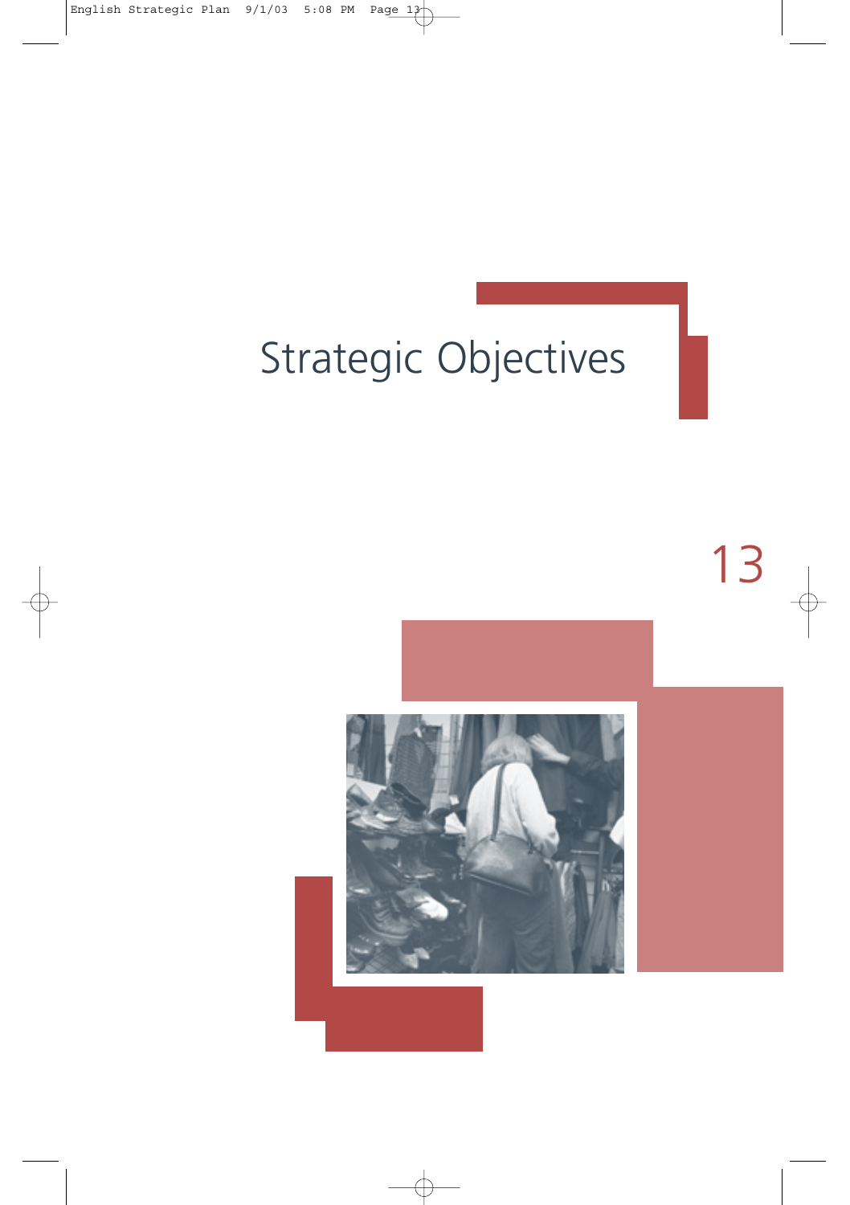# Strategic Objectives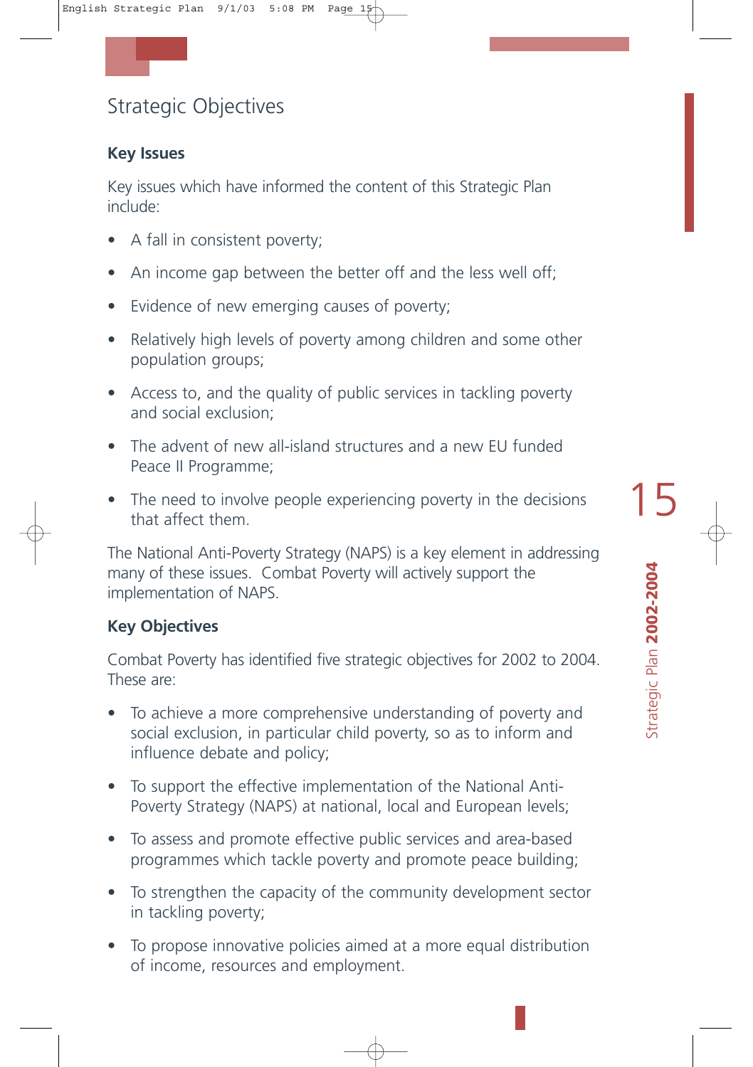## Strategic Objectives

### Key Issues

Key issues which have informed the content of this Strategic Plan include:

- A fall in consistent poverty;
- An income gap between the better off and the less well off;
- Evidence of new emerging causes of poverty;
- Relatively high levels of poverty among children and some other population groups;
- Access to, and the quality of public services in tackling poverty and social exclusion;
- The advent of new all-island structures and a new EU funded Peace II Programme;
- The need to involve people experiencing poverty in the decisions that affect them.

The National Anti-Poverty Strategy (NAPS) is a key element in addressing many of these issues. Combat Poverty will actively support the implementation of NAPS.

### Key Objectives

Combat Poverty has identified five strategic objectives for 2002 to 2004. These are:

- To achieve a more comprehensive understanding of poverty and social exclusion, in particular child poverty, so as to inform and influence debate and policy;
- To support the effective implementation of the National Anti-Poverty Strategy (NAPS) at national, local and European levels;
- To assess and promote effective public services and area-based programmes which tackle poverty and promote peace building;
- To strengthen the capacity of the community development sector in tackling poverty;
- To propose innovative policies aimed at a more equal distribution of income, resources and employment.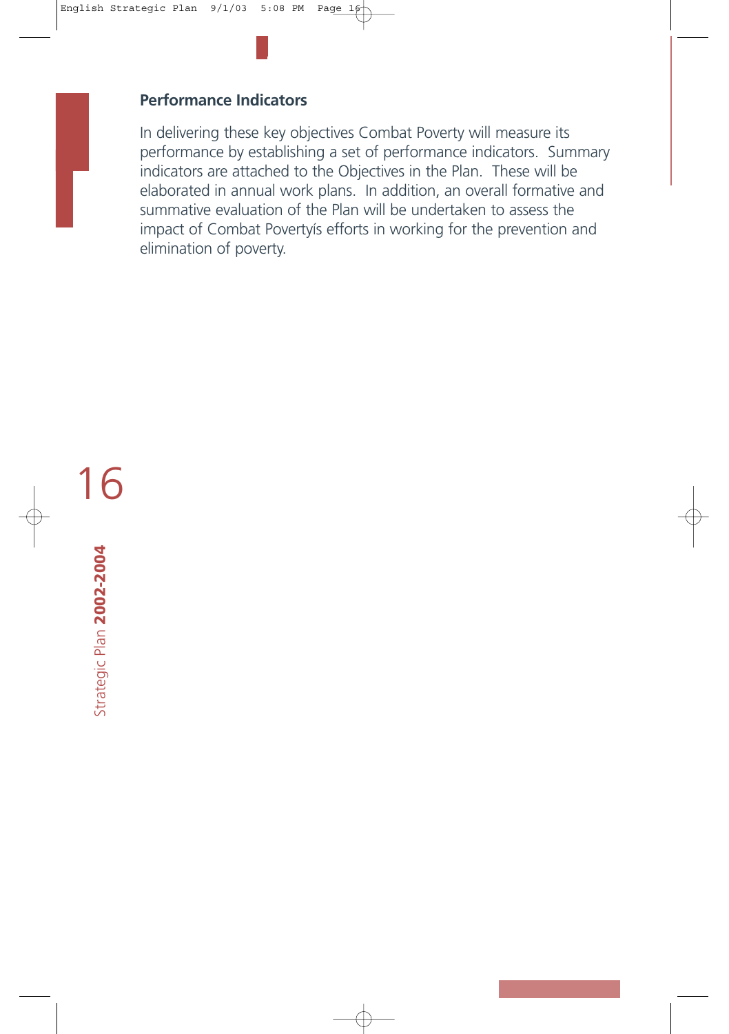### Performance Indicators

In delivering these key objectives Combat Poverty will measure its performance by establishing a set of performance indicators. Summary indicators are attached to the Objectives in the Plan. These will be elaborated in annual work plans. In addition, an overall formative and summative evaluation of the Plan will be undertaken to assess the impact of Combat Povertyís efforts in working for the prevention and elimination of poverty.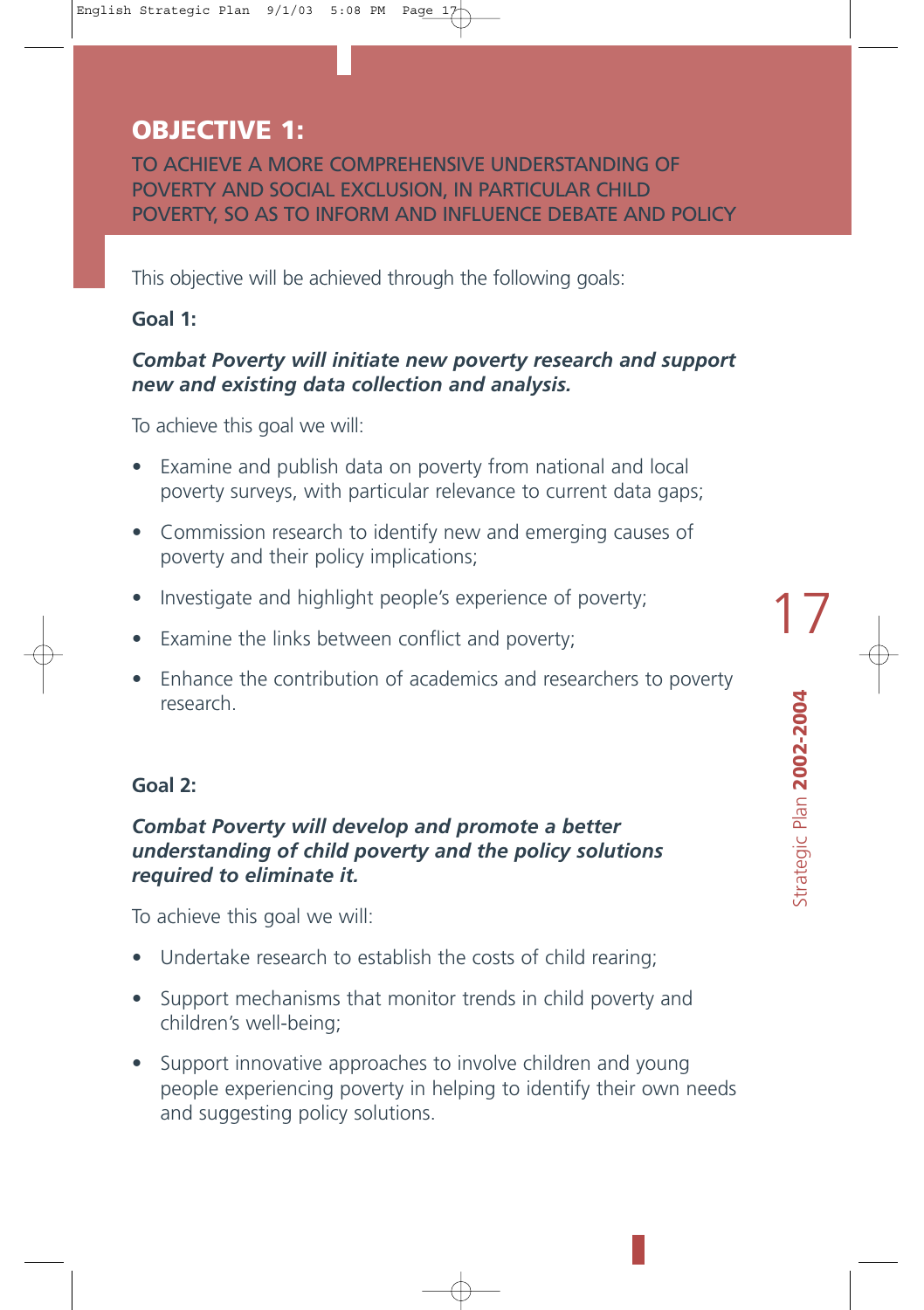## OBJECTIVE 1:

TO ACHIEVE A MORE COMPREHENSIVE UNDERSTANDING OF POVERTY AND SOCIAL EXCLUSION, IN PARTICULAR CHILD POVERTY, SO AS TO INFORM AND INFLUENCE DEBATE AND POLICY

This objective will be achieved through the following goals:

**Goal 1:**

***Combat Poverty will initiate new poverty research and support new and existing data collection and analysis.***

To achieve this goal we will:

- Examine and publish data on poverty from national and local poverty surveys, with particular relevance to current data gaps;
- Commission research to identify new and emerging causes of poverty and their policy implications;
- Investigate and highlight people's experience of poverty;
- Examine the links between conflict and poverty;
- Enhance the contribution of academics and researchers to poverty research.

**Goal 2:**

***Combat Poverty will develop and promote a better understanding of child poverty and the policy solutions required to eliminate it.***

To achieve this goal we will:

- Undertake research to establish the costs of child rearing;
- Support mechanisms that monitor trends in child poverty and children's well-being;
- Support innovative approaches to involve children and young people experiencing poverty in helping to identify their own needs and suggesting policy solutions.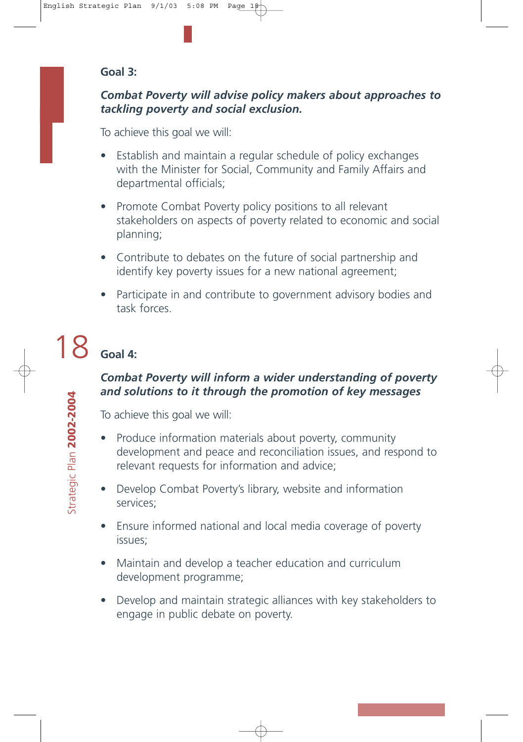## Goal 3:

***Combat Poverty will advise policy makers about approaches to tackling poverty and social exclusion.***

To achieve this goal we will:

- Establish and maintain a regular schedule of policy exchanges with the Minister for Social, Community and Family Affairs and departmental officials;
- Promote Combat Poverty policy positions to all relevant stakeholders on aspects of poverty related to economic and social planning;
- Contribute to debates on the future of social partnership and identify key poverty issues for a new national agreement;
- Participate in and contribute to government advisory bodies and task forces.

## Goal 4:

***Combat Poverty will inform a wider understanding of poverty and solutions to it through the promotion of key messages***

To achieve this goal we will:

- Produce information materials about poverty, community development and peace and reconciliation issues, and respond to relevant requests for information and advice;
- Develop Combat Poverty's library, website and information services;
- Ensure informed national and local media coverage of poverty issues;
- Maintain and develop a teacher education and curriculum development programme;
- Develop and maintain strategic alliances with key stakeholders to engage in public debate on poverty.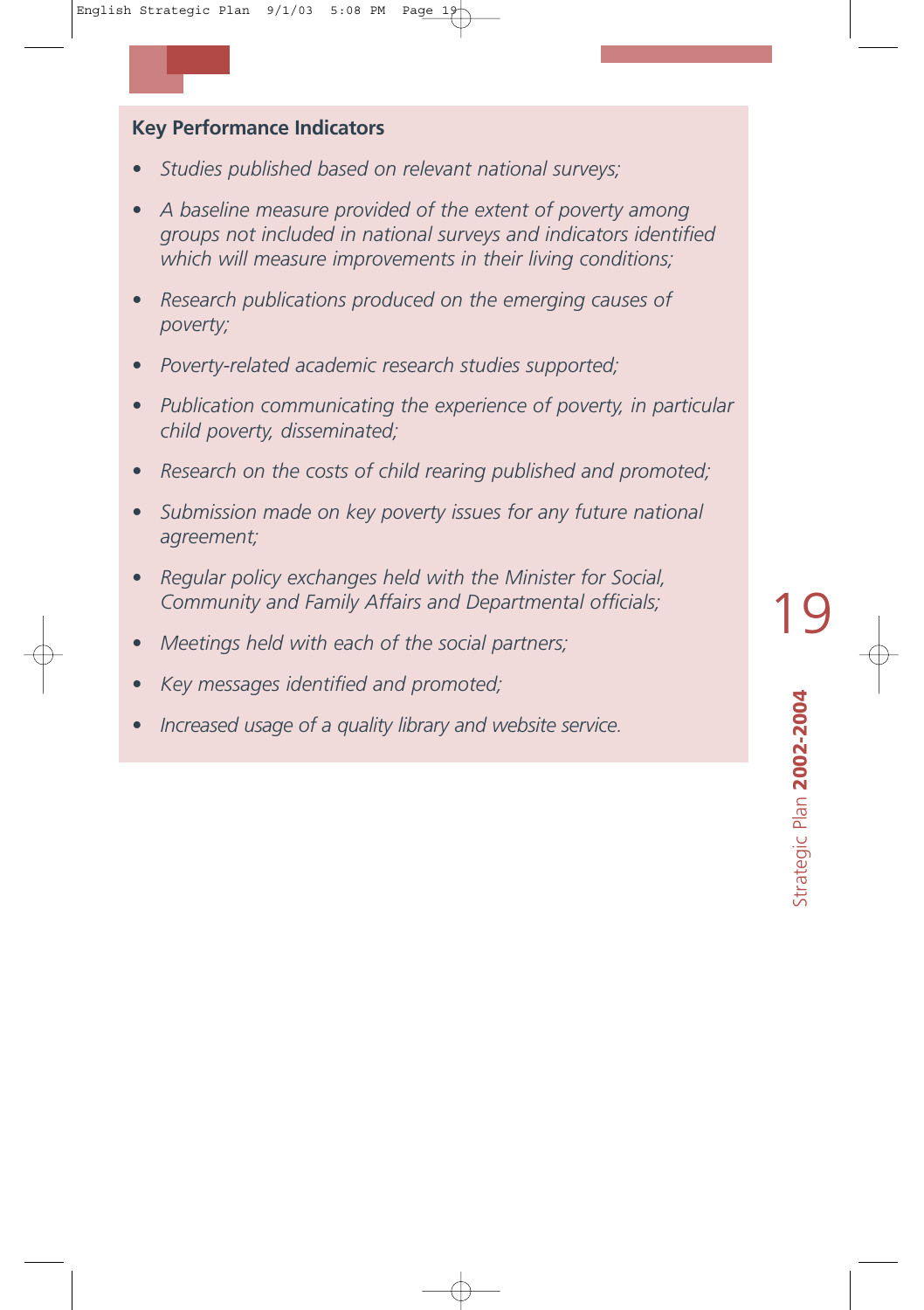### Key Performance Indicators

- *Studies published based on relevant national surveys;*
- *A baseline measure provided of the extent of poverty among groups not included in national surveys and indicators identified which will measure improvements in their living conditions;*
- *Research publications produced on the emerging causes of poverty;*
- *Poverty-related academic research studies supported;*
- *Publication communicating the experience of poverty, in particular child poverty, disseminated;*
- *Research on the costs of child rearing published and promoted;*
- *Submission made on key poverty issues for any future national agreement;*
- *Regular policy exchanges held with the Minister for Social, Community and Family Affairs and Departmental officials;*
- *Meetings held with each of the social partners;*
- *Key messages identified and promoted;*
- *Increased usage of a quality library and website service.*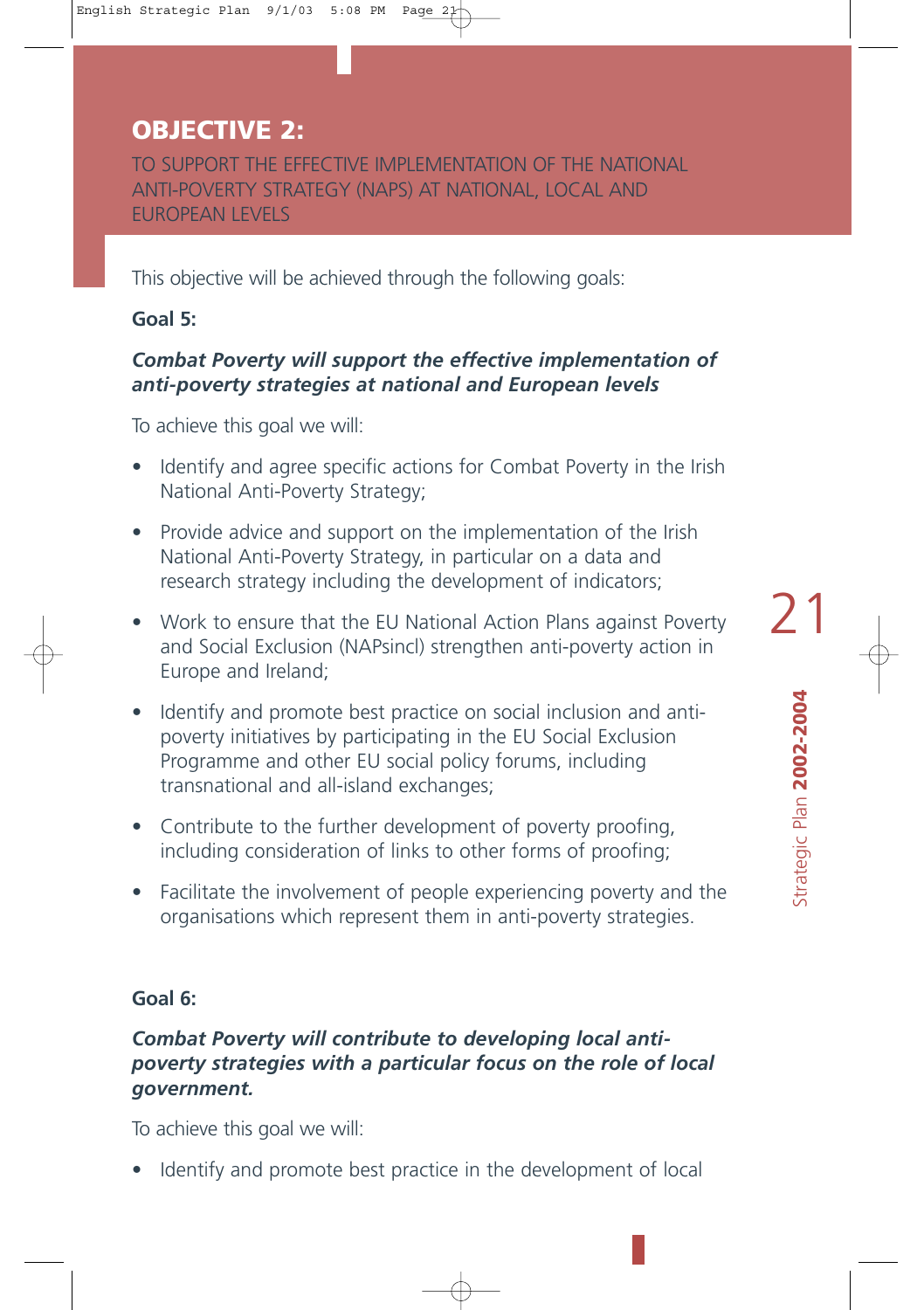## OBJECTIVE 2:

TO SUPPORT THE EFFECTIVE IMPLEMENTATION OF THE NATIONAL ANTI-POVERTY STRATEGY (NAPS) AT NATIONAL, LOCAL AND EUROPEAN LEVELS

This objective will be achieved through the following goals:

### Goal 5:

***Combat Poverty will support the effective implementation of anti-poverty strategies at national and European levels***

To achieve this goal we will:

- Identify and agree specific actions for Combat Poverty in the Irish National Anti-Poverty Strategy;
- Provide advice and support on the implementation of the Irish National Anti-Poverty Strategy, in particular on a data and research strategy including the development of indicators;
- Work to ensure that the EU National Action Plans against Poverty and Social Exclusion (NAPsincl) strengthen anti-poverty action in Europe and Ireland;
- Identify and promote best practice on social inclusion and anti-poverty initiatives by participating in the EU Social Exclusion Programme and other EU social policy forums, including transnational and all-island exchanges;
- Contribute to the further development of poverty proofing, including consideration of links to other forms of proofing;
- Facilitate the involvement of people experiencing poverty and the organisations which represent them in anti-poverty strategies.

### Goal 6:

***Combat Poverty will contribute to developing local anti-poverty strategies with a particular focus on the role of local government.***

To achieve this goal we will:

- Identify and promote best practice in the development of local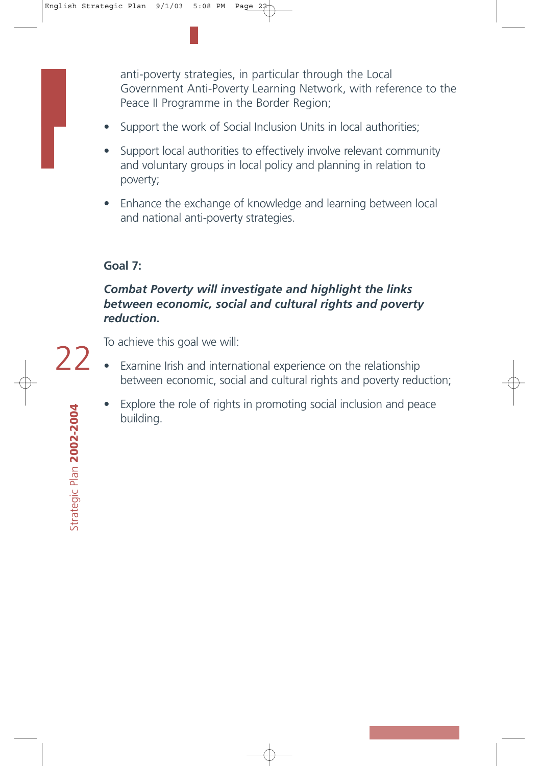anti-poverty strategies, in particular through the Local Government Anti-Poverty Learning Network, with reference to the Peace II Programme in the Border Region;

- Support the work of Social Inclusion Units in local authorities;
- Support local authorities to effectively involve relevant community and voluntary groups in local policy and planning in relation to poverty;
- Enhance the exchange of knowledge and learning between local and national anti-poverty strategies.

**Goal 7:**

***Combat Poverty will investigate and highlight the links between economic, social and cultural rights and poverty reduction.***

To achieve this goal we will:

- Examine Irish and international experience on the relationship between economic, social and cultural rights and poverty reduction;
- Explore the role of rights in promoting social inclusion and peace building.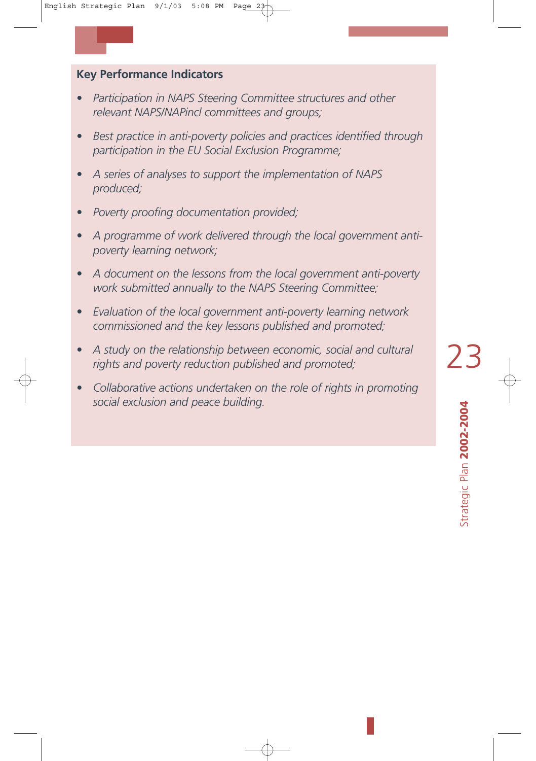**Key Performance Indicators**

- *Participation in NAPS Steering Committee structures and other relevant NAPS/NAPincl committees and groups;*
- *Best practice in anti-poverty policies and practices identified through participation in the EU Social Exclusion Programme;*
- *A series of analyses to support the implementation of NAPS produced;*
- *Poverty proofing documentation provided;*
- *A programme of work delivered through the local government anti-poverty learning network;*
- *A document on the lessons from the local government anti-poverty work submitted annually to the NAPS Steering Committee;*
- *Evaluation of the local government anti-poverty learning network commissioned and the key lessons published and promoted;*
- *A study on the relationship between economic, social and cultural rights and poverty reduction published and promoted;*
- *Collaborative actions undertaken on the role of rights in promoting social exclusion and peace building.*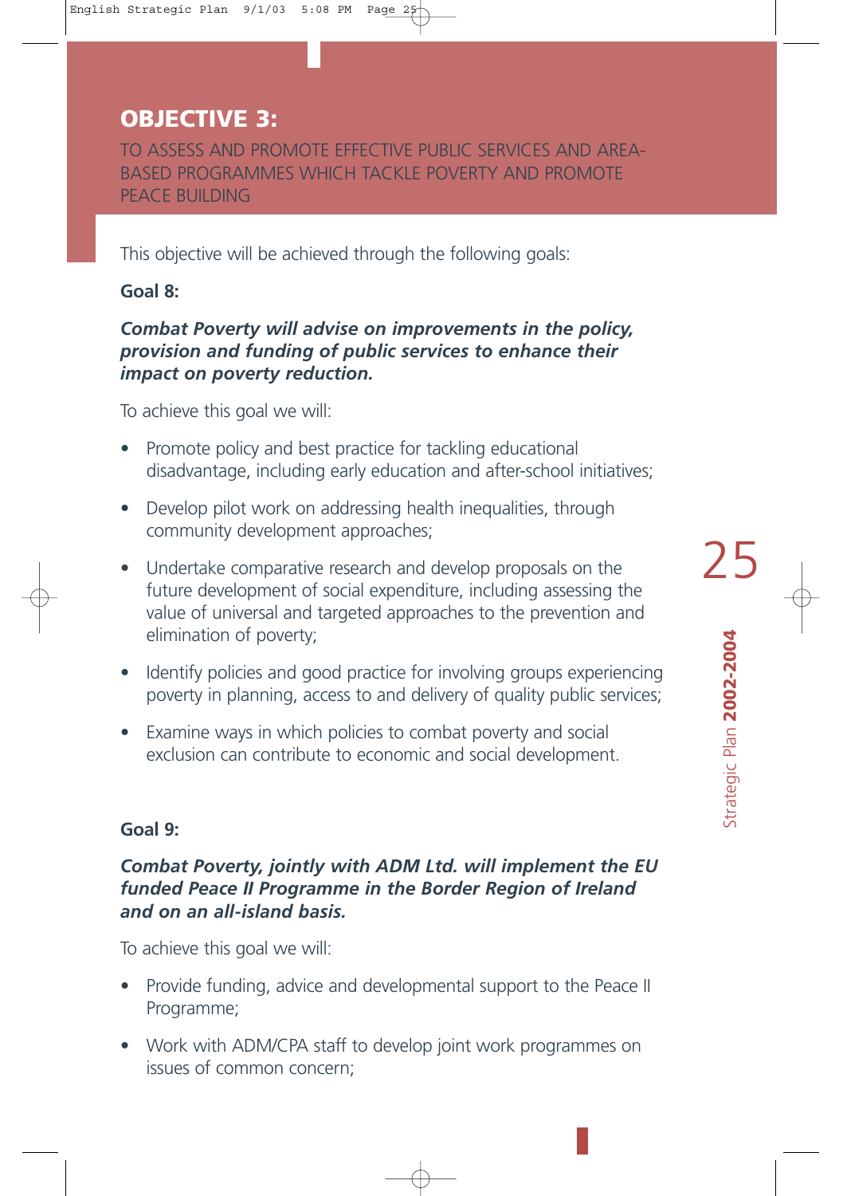## OBJECTIVE 3:

TO ASSESS AND PROMOTE EFFECTIVE PUBLIC SERVICES AND AREA-BASED PROGRAMMES WHICH TACKLE POVERTY AND PROMOTE PEACE BUILDING

This objective will be achieved through the following goals:

### Goal 8:

***Combat Poverty will advise on improvements in the policy, provision and funding of public services to enhance their impact on poverty reduction.***

To achieve this goal we will:

- Promote policy and best practice for tackling educational disadvantage, including early education and after-school initiatives;
- Develop pilot work on addressing health inequalities, through community development approaches;
- Undertake comparative research and develop proposals on the future development of social expenditure, including assessing the value of universal and targeted approaches to the prevention and elimination of poverty;
- Identify policies and good practice for involving groups experiencing poverty in planning, access to and delivery of quality public services;
- Examine ways in which policies to combat poverty and social exclusion can contribute to economic and social development.

### Goal 9:

***Combat Poverty, jointly with ADM Ltd. will implement the EU funded Peace II Programme in the Border Region of Ireland and on an all-island basis.***

To achieve this goal we will:

- Provide funding, advice and developmental support to the Peace II Programme;
- Work with ADM/CPA staff to develop joint work programmes on issues of common concern;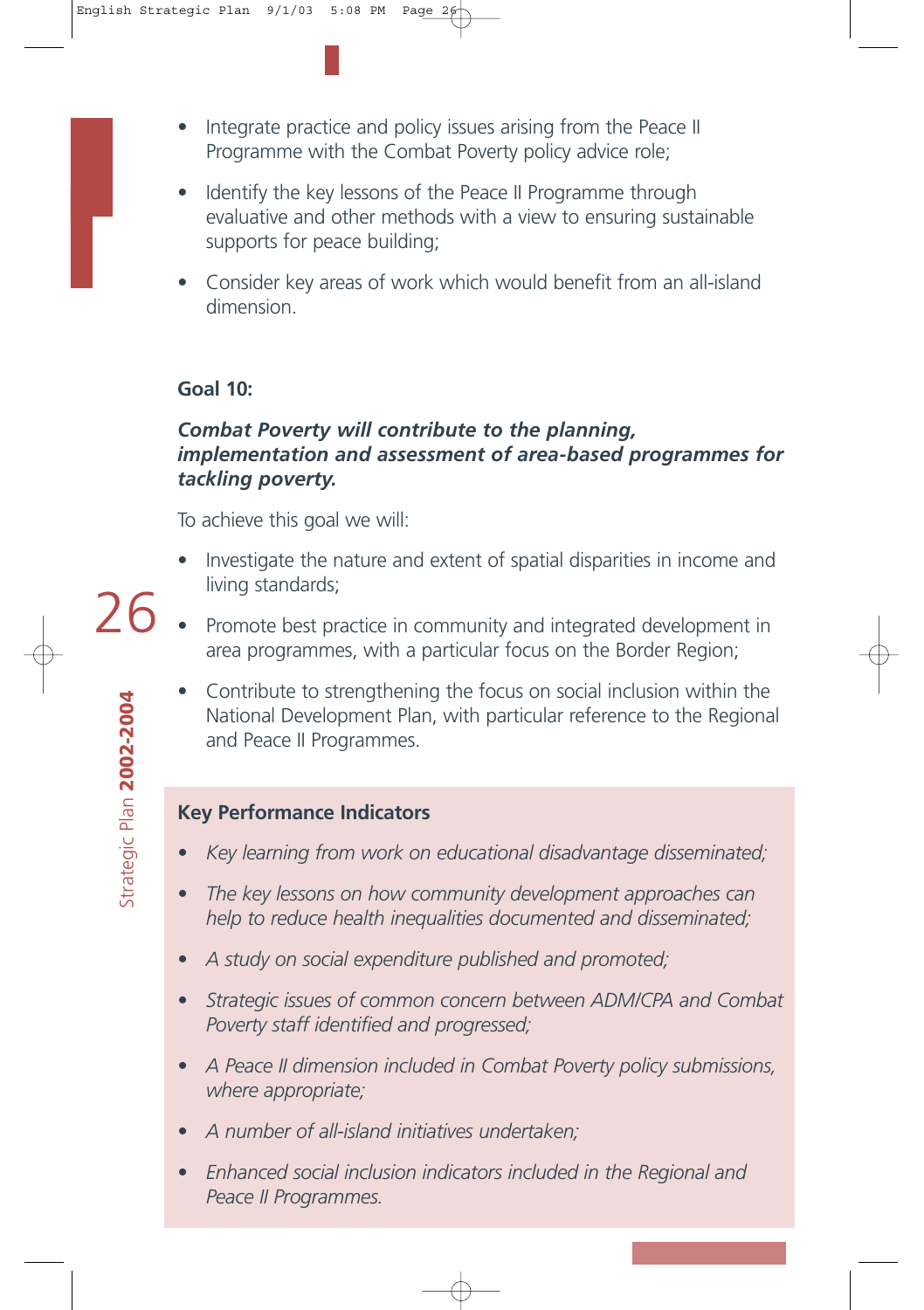- Integrate practice and policy issues arising from the Peace II Programme with the Combat Poverty policy advice role;
- Identify the key lessons of the Peace II Programme through evaluative and other methods with a view to ensuring sustainable supports for peace building;
- Consider key areas of work which would benefit from an all-island dimension.

### Goal 10:

***Combat Poverty will contribute to the planning, implementation and assessment of area-based programmes for tackling poverty.***

To achieve this goal we will:

- Investigate the nature and extent of spatial disparities in income and living standards;
- Promote best practice in community and integrated development in area programmes, with a particular focus on the Border Region;
- Contribute to strengthening the focus on social inclusion within the National Development Plan, with particular reference to the Regional and Peace II Programmes.

**Key Performance Indicators**

- *Key learning from work on educational disadvantage disseminated;*
- *The key lessons on how community development approaches can help to reduce health inequalities documented and disseminated;*
- *A study on social expenditure published and promoted;*
- *Strategic issues of common concern between ADM/CPA and Combat Poverty staff identified and progressed;*
- *A Peace II dimension included in Combat Poverty policy submissions, where appropriate;*
- *A number of all-island initiatives undertaken;*
- *Enhanced social inclusion indicators included in the Regional and Peace II Programmes.*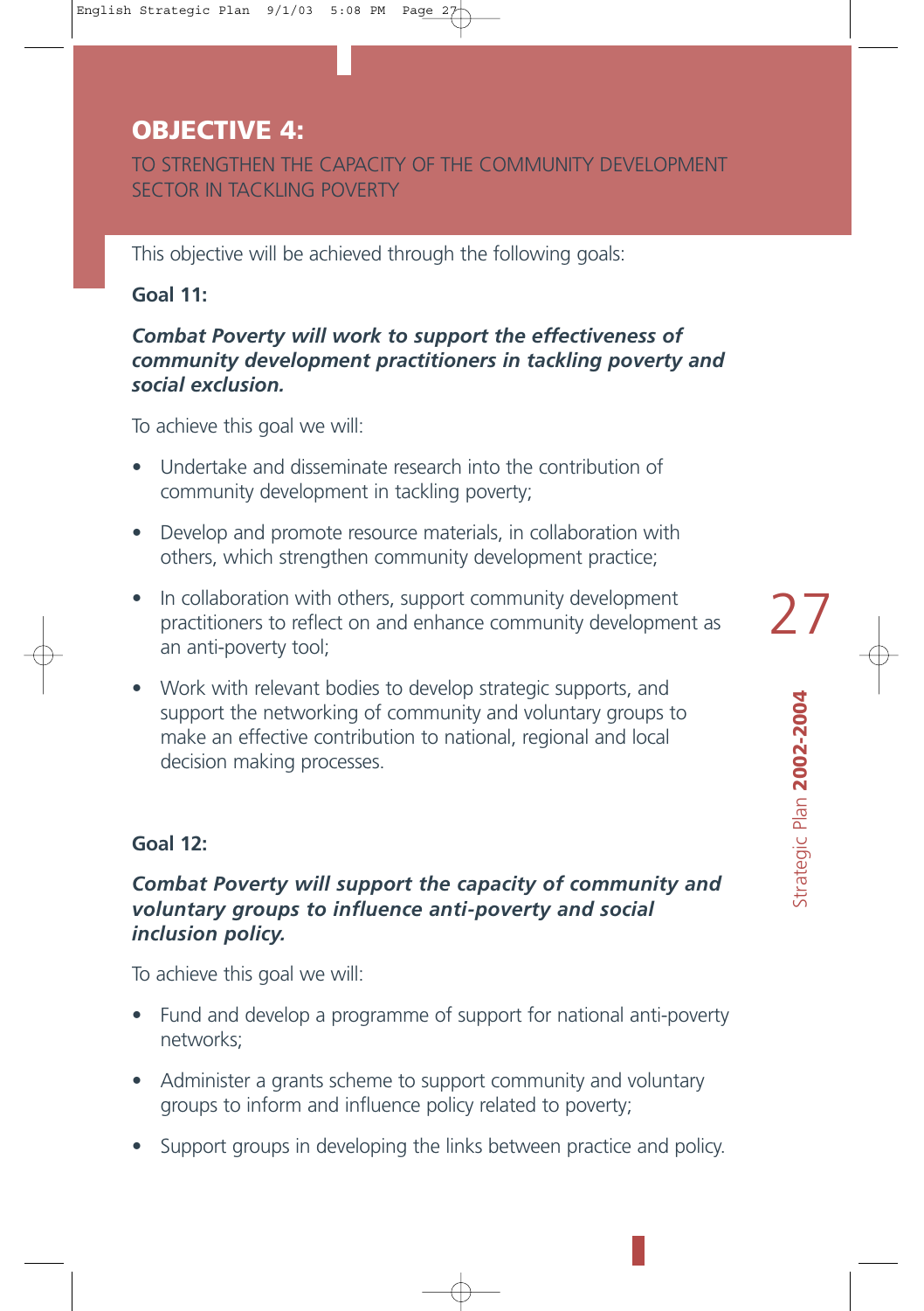## OBJECTIVE 4:

TO STRENGTHEN THE CAPACITY OF THE COMMUNITY DEVELOPMENT SECTOR IN TACKLING POVERTY

This objective will be achieved through the following goals:

**Goal 11:**

***Combat Poverty will work to support the effectiveness of community development practitioners in tackling poverty and social exclusion.***

To achieve this goal we will:

- Undertake and disseminate research into the contribution of community development in tackling poverty;
- Develop and promote resource materials, in collaboration with others, which strengthen community development practice;
- In collaboration with others, support community development practitioners to reflect on and enhance community development as an anti-poverty tool;
- Work with relevant bodies to develop strategic supports, and support the networking of community and voluntary groups to make an effective contribution to national, regional and local decision making processes.

**Goal 12:**

***Combat Poverty will support the capacity of community and voluntary groups to influence anti-poverty and social inclusion policy.***

To achieve this goal we will:

- Fund and develop a programme of support for national anti-poverty networks;
- Administer a grants scheme to support community and voluntary groups to inform and influence policy related to poverty;
- Support groups in developing the links between practice and policy.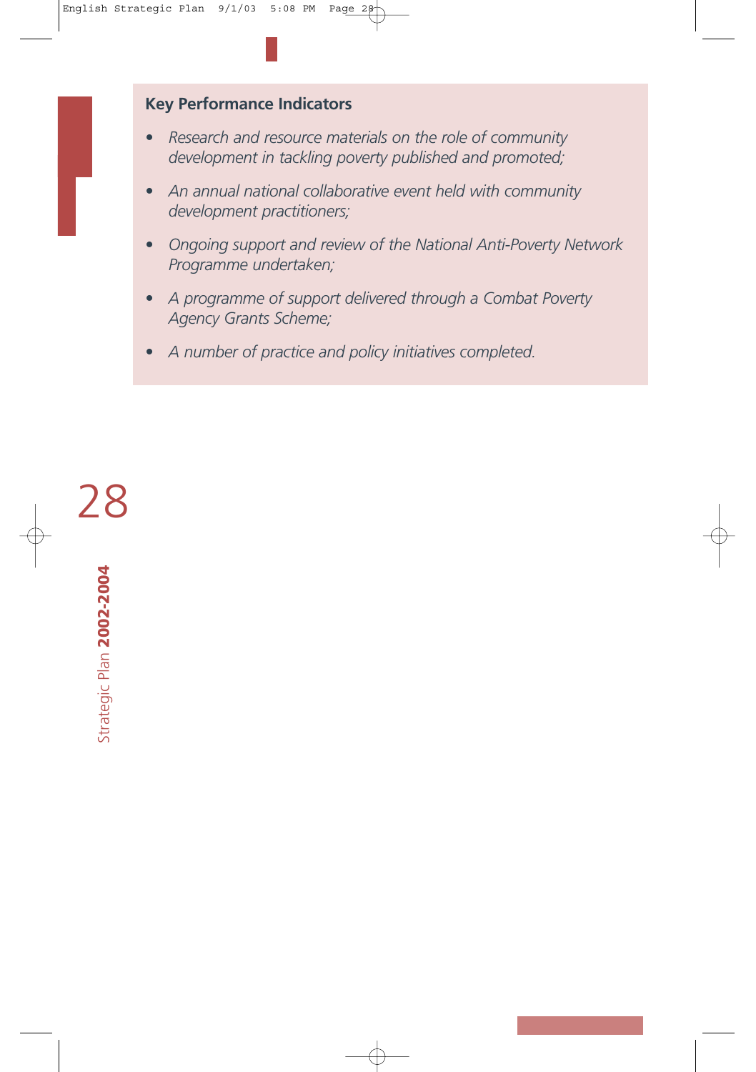**Key Performance Indicators**

- *Research and resource materials on the role of community development in tackling poverty published and promoted;*
- *An annual national collaborative event held with community development practitioners;*
- *Ongoing support and review of the National Anti-Poverty Network Programme undertaken;*
- *A programme of support delivered through a Combat Poverty Agency Grants Scheme;*
- *A number of practice and policy initiatives completed.*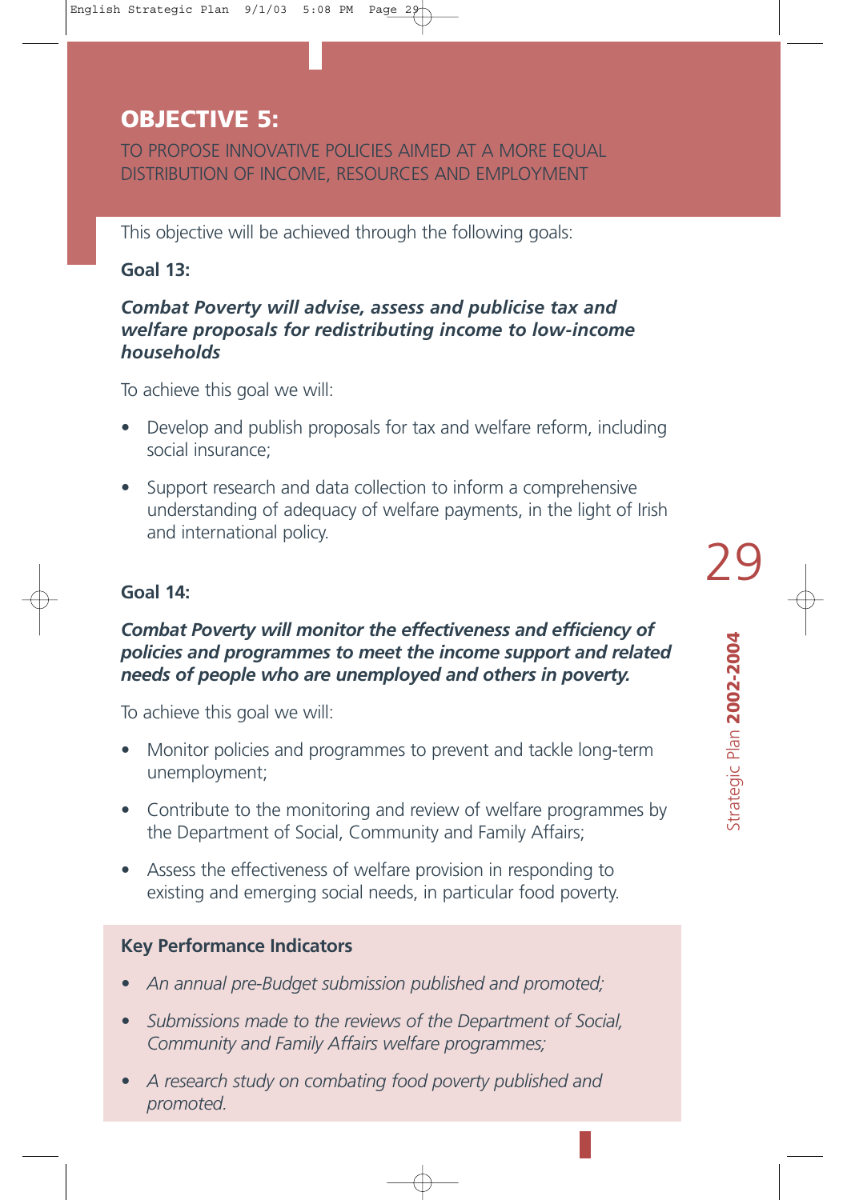## OBJECTIVE 5:

TO PROPOSE INNOVATIVE POLICIES AIMED AT A MORE EQUAL DISTRIBUTION OF INCOME, RESOURCES AND EMPLOYMENT

This objective will be achieved through the following goals:

### Goal 13:

***Combat Poverty will advise, assess and publicise tax and welfare proposals for redistributing income to low-income households***

To achieve this goal we will:

- Develop and publish proposals for tax and welfare reform, including social insurance;
- Support research and data collection to inform a comprehensive understanding of adequacy of welfare payments, in the light of Irish and international policy.

### Goal 14:

***Combat Poverty will monitor the effectiveness and efficiency of policies and programmes to meet the income support and related needs of people who are unemployed and others in poverty.***

To achieve this goal we will:

- Monitor policies and programmes to prevent and tackle long-term unemployment;
- Contribute to the monitoring and review of welfare programmes by the Department of Social, Community and Family Affairs;
- Assess the effectiveness of welfare provision in responding to existing and emerging social needs, in particular food poverty.

**Key Performance Indicators**

- *An annual pre-Budget submission published and promoted;*
- *Submissions made to the reviews of the Department of Social, Community and Family Affairs welfare programmes;*
- *A research study on combating food poverty published and promoted.*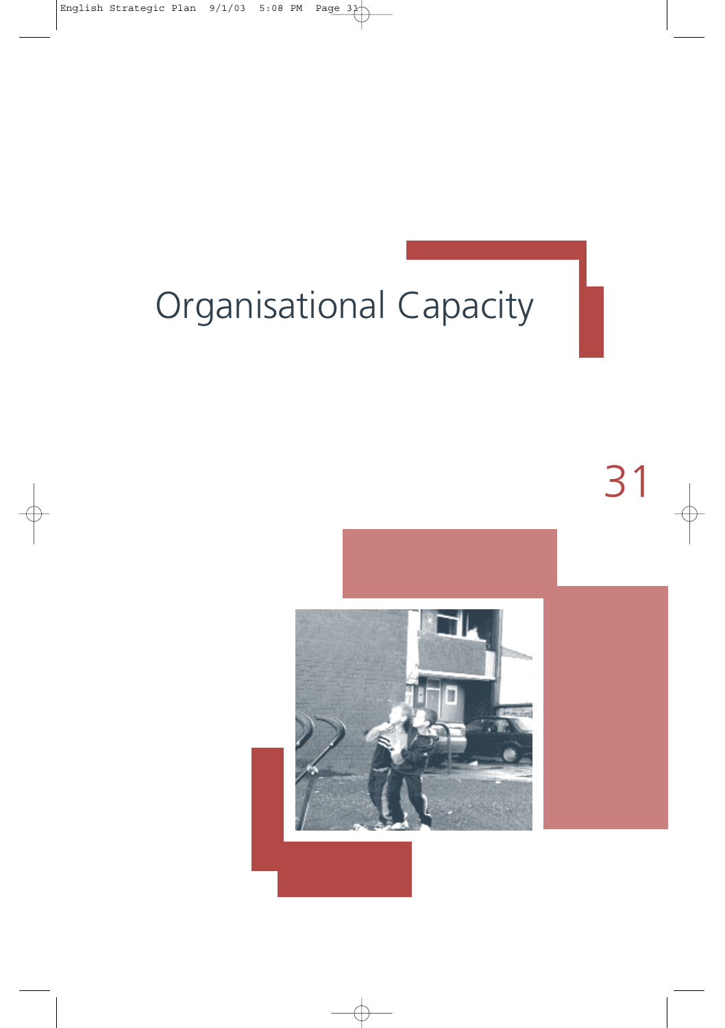# Organisational Capacity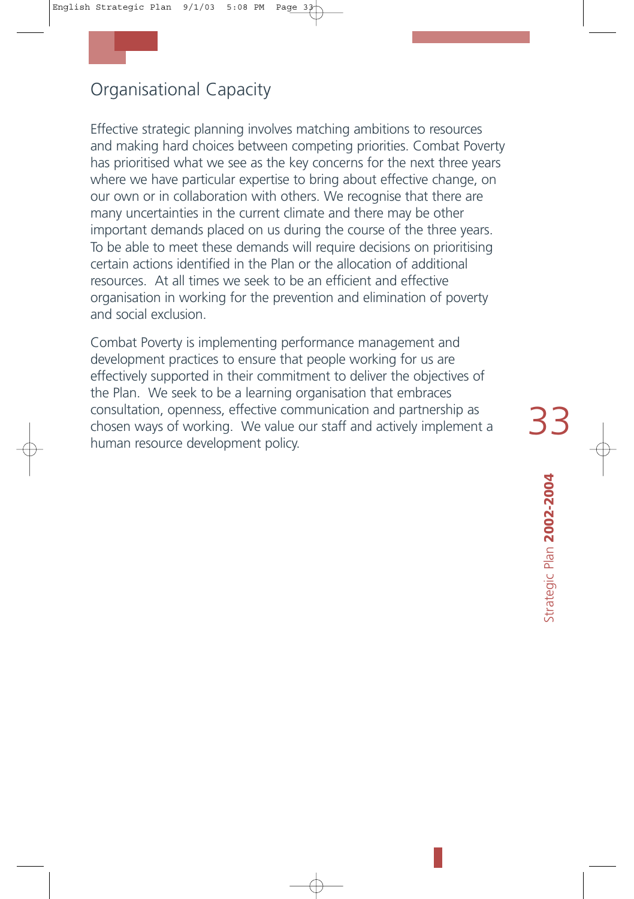## Organisational Capacity

Effective strategic planning involves matching ambitions to resources and making hard choices between competing priorities. Combat Poverty has prioritised what we see as the key concerns for the next three years where we have particular expertise to bring about effective change, on our own or in collaboration with others. We recognise that there are many uncertainties in the current climate and there may be other important demands placed on us during the course of the three years. To be able to meet these demands will require decisions on prioritising certain actions identified in the Plan or the allocation of additional resources. At all times we seek to be an efficient and effective organisation in working for the prevention and elimination of poverty and social exclusion.

Combat Poverty is implementing performance management and development practices to ensure that people working for us are effectively supported in their commitment to deliver the objectives of the Plan. We seek to be a learning organisation that embraces consultation, openness, effective communication and partnership as chosen ways of working. We value our staff and actively implement a human resource development policy.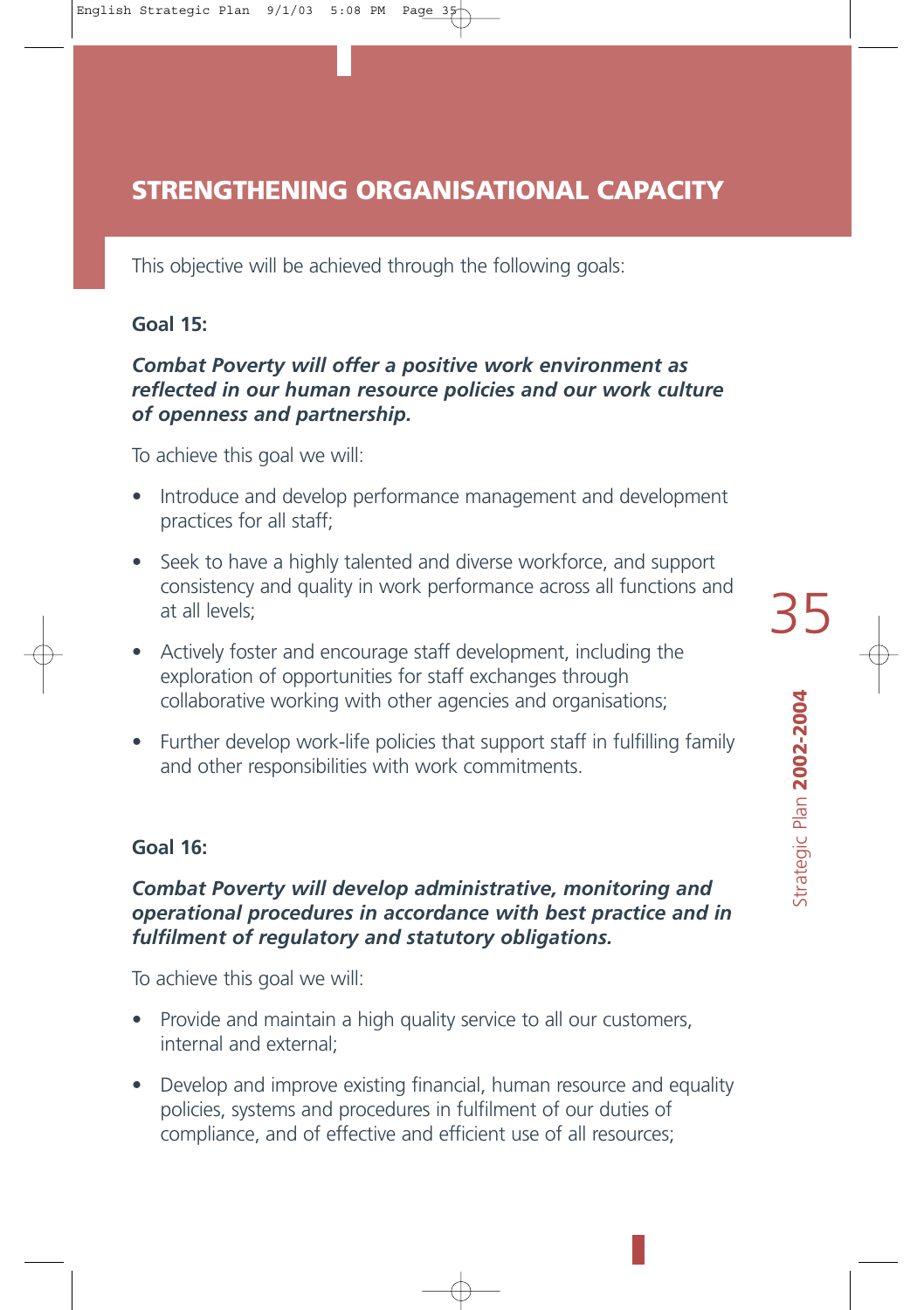## STRENGTHENING ORGANISATIONAL CAPACITY

This objective will be achieved through the following goals:

**Goal 15:**

***Combat Poverty will offer a positive work environment as reflected in our human resource policies and our work culture of openness and partnership.***

To achieve this goal we will:

- Introduce and develop performance management and development practices for all staff;
- Seek to have a highly talented and diverse workforce, and support consistency and quality in work performance across all functions and at all levels;
- Actively foster and encourage staff development, including the exploration of opportunities for staff exchanges through collaborative working with other agencies and organisations;
- Further develop work-life policies that support staff in fulfilling family and other responsibilities with work commitments.

**Goal 16:**

***Combat Poverty will develop administrative, monitoring and operational procedures in accordance with best practice and in fulfilment of regulatory and statutory obligations.***

To achieve this goal we will:

- Provide and maintain a high quality service to all our customers, internal and external;
- Develop and improve existing financial, human resource and equality policies, systems and procedures in fulfilment of our duties of compliance, and of effective and efficient use of all resources;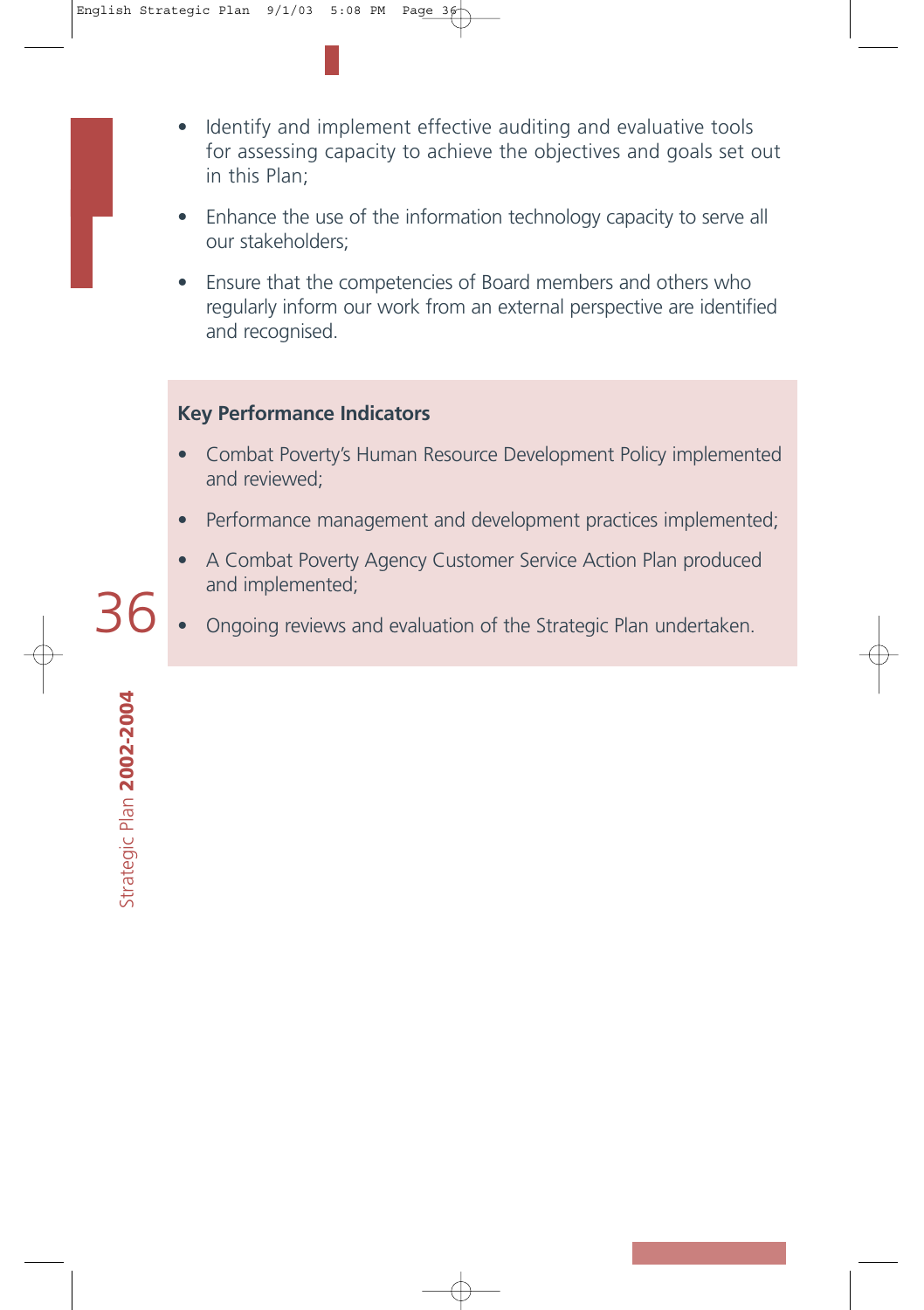- Identify and implement effective auditing and evaluative tools for assessing capacity to achieve the objectives and goals set out in this Plan;
- Enhance the use of the information technology capacity to serve all our stakeholders;
- Ensure that the competencies of Board members and others who regularly inform our work from an external perspective are identified and recognised.

**Key Performance Indicators**

- Combat Poverty's Human Resource Development Policy implemented and reviewed;
- Performance management and development practices implemented;
- A Combat Poverty Agency Customer Service Action Plan produced and implemented;
- Ongoing reviews and evaluation of the Strategic Plan undertaken.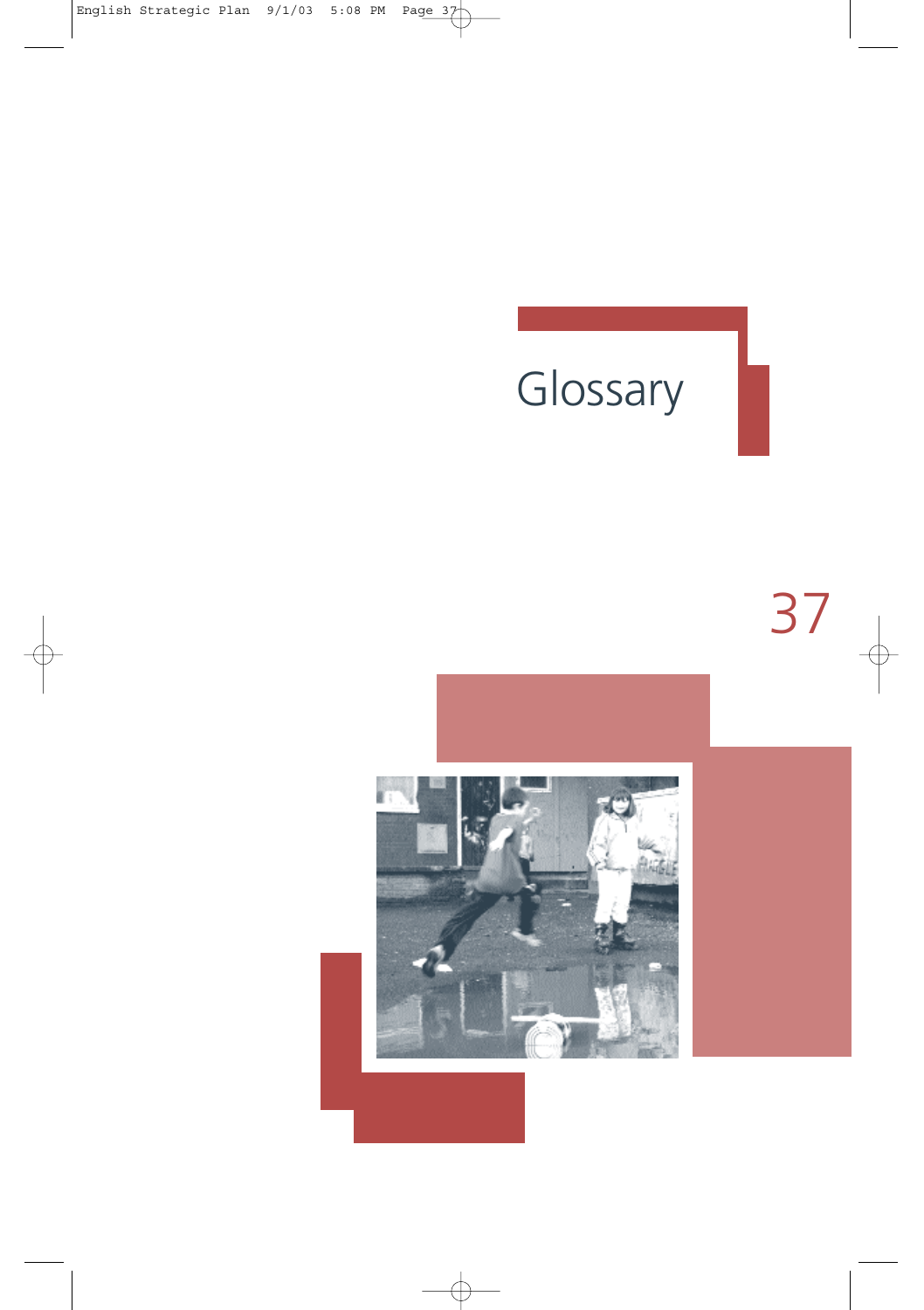# Glossary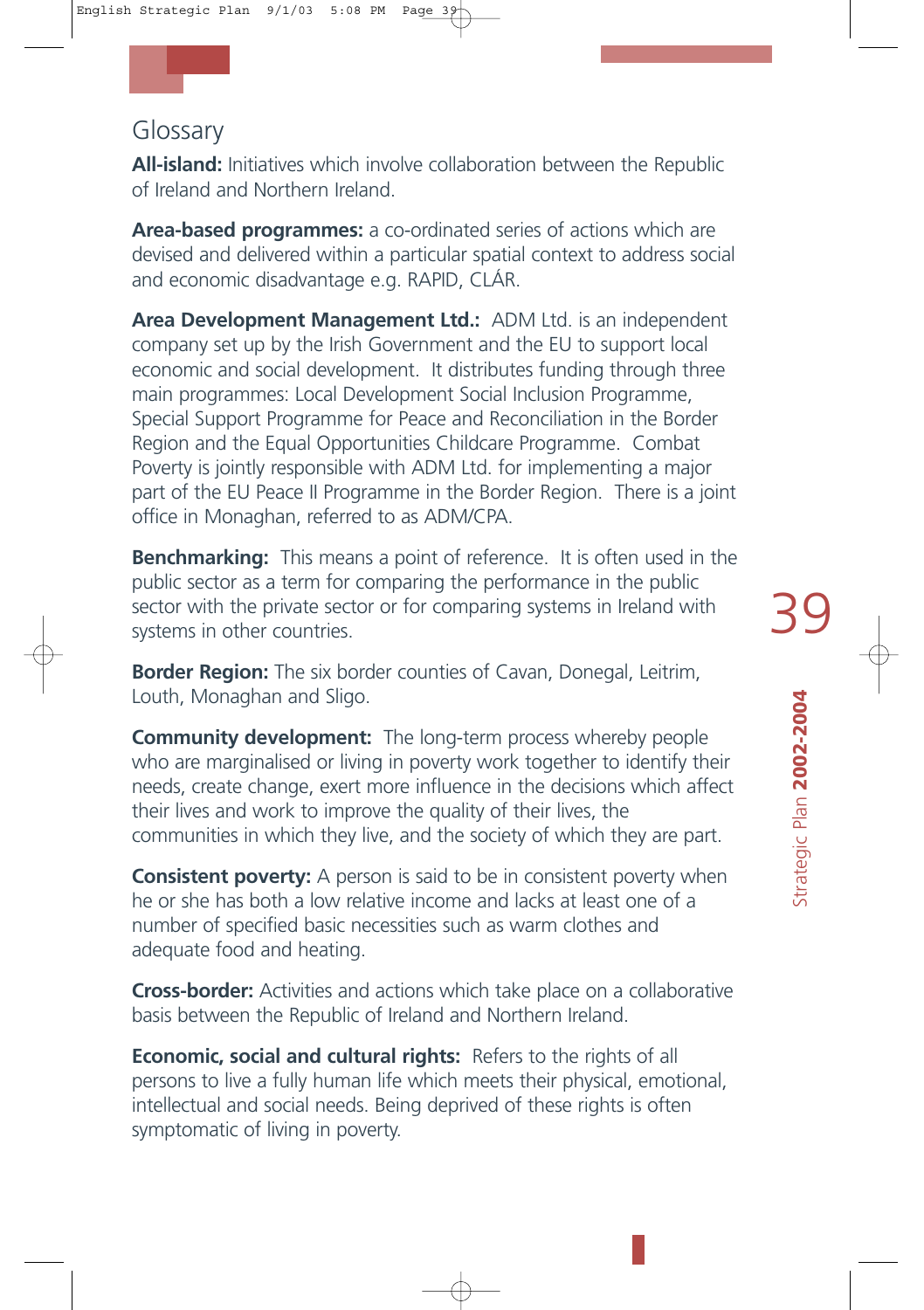## Glossary

**All-island:** Initiatives which involve collaboration between the Republic of Ireland and Northern Ireland.

**Area-based programmes:** a co-ordinated series of actions which are devised and delivered within a particular spatial context to address social and economic disadvantage e.g. RAPID, CLÁR.

**Area Development Management Ltd.:** ADM Ltd. is an independent company set up by the Irish Government and the EU to support local economic and social development. It distributes funding through three main programmes: Local Development Social Inclusion Programme, Special Support Programme for Peace and Reconciliation in the Border Region and the Equal Opportunities Childcare Programme. Combat Poverty is jointly responsible with ADM Ltd. for implementing a major part of the EU Peace II Programme in the Border Region. There is a joint office in Monaghan, referred to as ADM/CPA.

**Benchmarking:** This means a point of reference. It is often used in the public sector as a term for comparing the performance in the public sector with the private sector or for comparing systems in Ireland with systems in other countries.

**Border Region:** The six border counties of Cavan, Donegal, Leitrim, Louth, Monaghan and Sligo.

**Community development:** The long-term process whereby people who are marginalised or living in poverty work together to identify their needs, create change, exert more influence in the decisions which affect their lives and work to improve the quality of their lives, the communities in which they live, and the society of which they are part.

**Consistent poverty:** A person is said to be in consistent poverty when he or she has both a low relative income and lacks at least one of a number of specified basic necessities such as warm clothes and adequate food and heating.

**Cross-border:** Activities and actions which take place on a collaborative basis between the Republic of Ireland and Northern Ireland.

**Economic, social and cultural rights:** Refers to the rights of all persons to live a fully human life which meets their physical, emotional, intellectual and social needs. Being deprived of these rights is often symptomatic of living in poverty.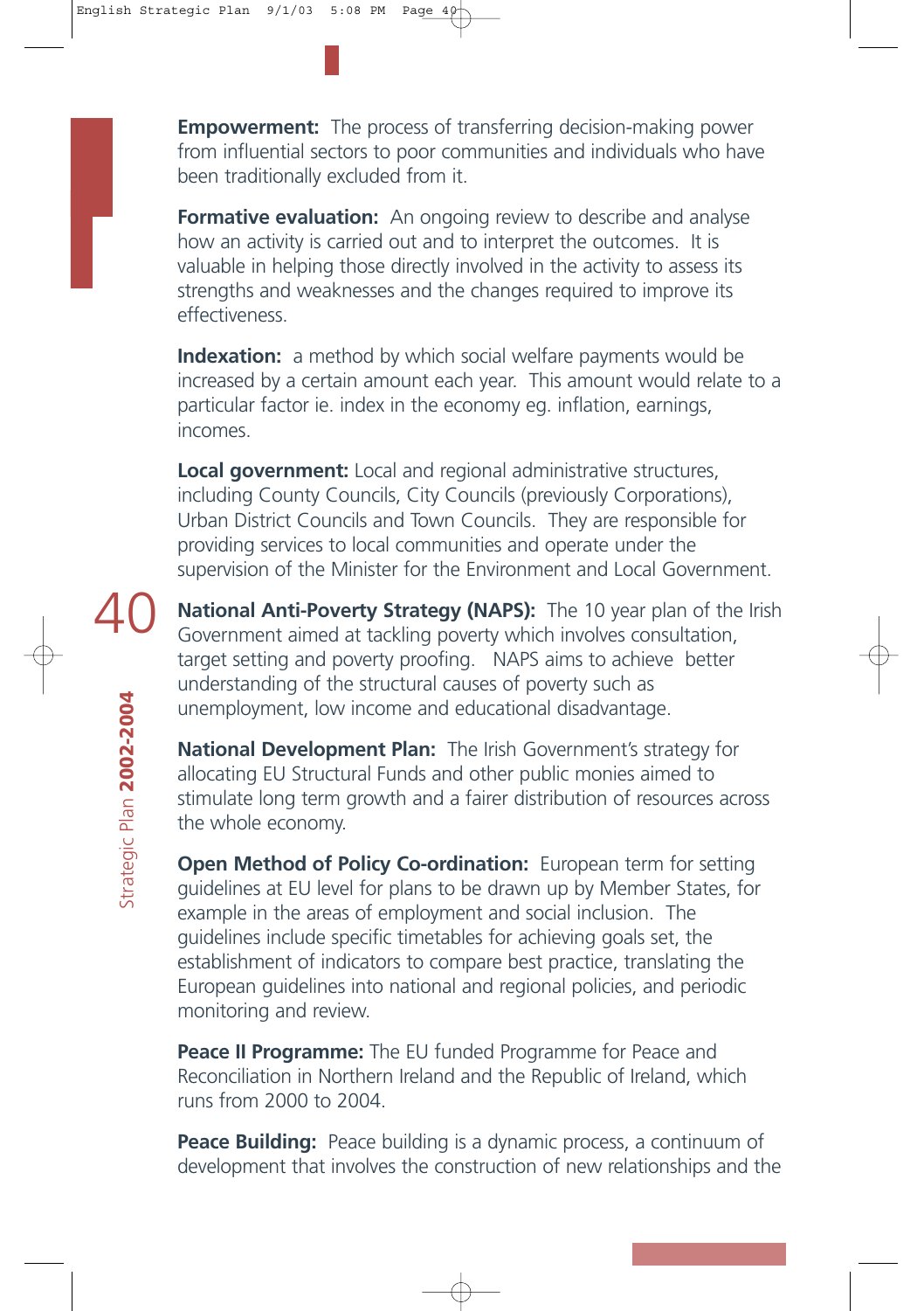**Empowerment:** The process of transferring decision-making power from influential sectors to poor communities and individuals who have been traditionally excluded from it.

**Formative evaluation:** An ongoing review to describe and analyse how an activity is carried out and to interpret the outcomes. It is valuable in helping those directly involved in the activity to assess its strengths and weaknesses and the changes required to improve its effectiveness.

**Indexation:** a method by which social welfare payments would be increased by a certain amount each year. This amount would relate to a particular factor ie. index in the economy eg. inflation, earnings, incomes.

**Local government:** Local and regional administrative structures, including County Councils, City Councils (previously Corporations), Urban District Councils and Town Councils. They are responsible for providing services to local communities and operate under the supervision of the Minister for the Environment and Local Government.

**National Anti-Poverty Strategy (NAPS):** The 10 year plan of the Irish Government aimed at tackling poverty which involves consultation, target setting and poverty proofing. NAPS aims to achieve better understanding of the structural causes of poverty such as unemployment, low income and educational disadvantage.

**National Development Plan:** The Irish Government's strategy for allocating EU Structural Funds and other public monies aimed to stimulate long term growth and a fairer distribution of resources across the whole economy.

**Open Method of Policy Co-ordination:** European term for setting guidelines at EU level for plans to be drawn up by Member States, for example in the areas of employment and social inclusion. The guidelines include specific timetables for achieving goals set, the establishment of indicators to compare best practice, translating the European guidelines into national and regional policies, and periodic monitoring and review.

**Peace II Programme:** The EU funded Programme for Peace and Reconciliation in Northern Ireland and the Republic of Ireland, which runs from 2000 to 2004.

**Peace Building:** Peace building is a dynamic process, a continuum of development that involves the construction of new relationships and the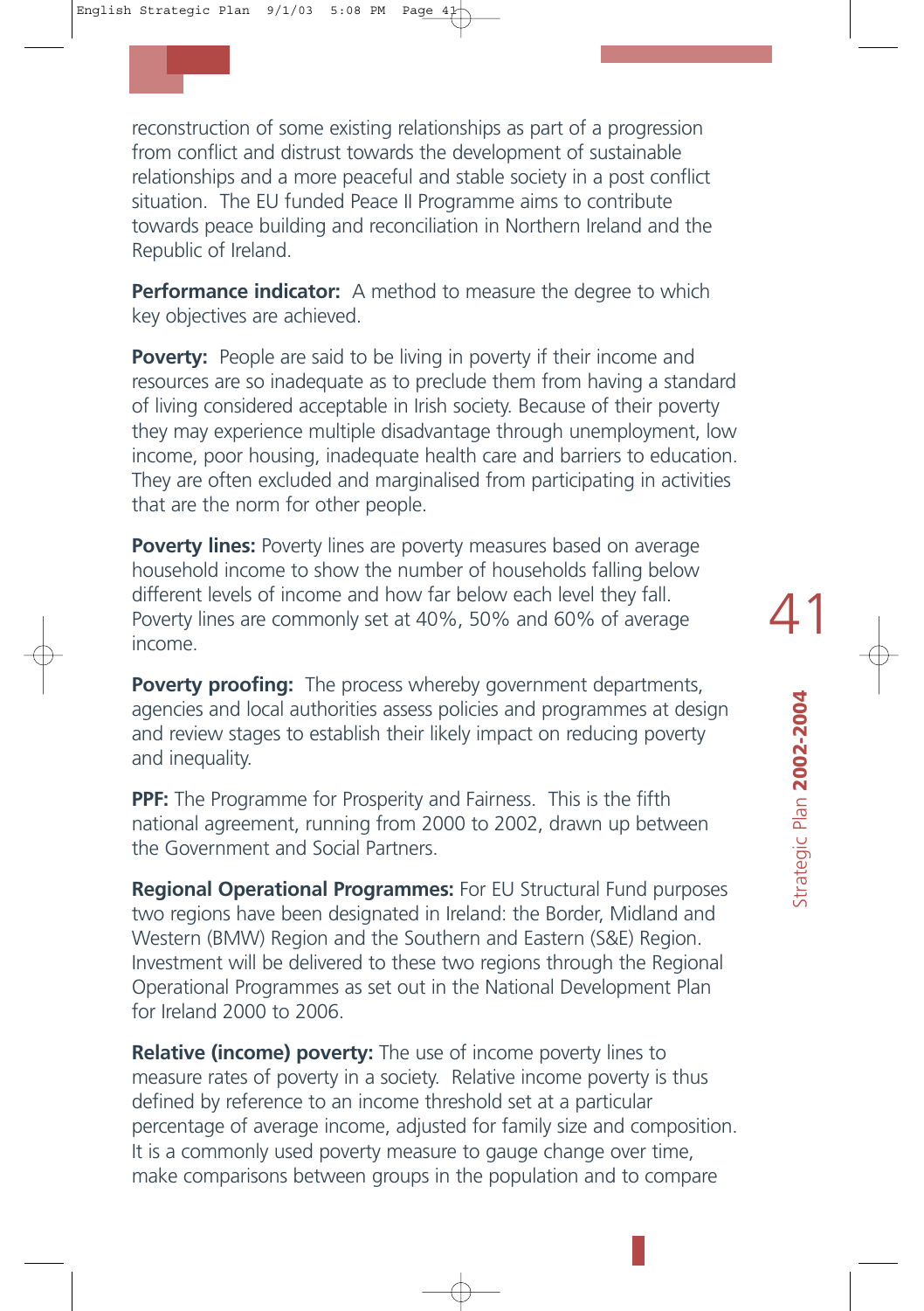reconstruction of some existing relationships as part of a progression from conflict and distrust towards the development of sustainable relationships and a more peaceful and stable society in a post conflict situation. The EU funded Peace II Programme aims to contribute towards peace building and reconciliation in Northern Ireland and the Republic of Ireland.

**Performance indicator:** A method to measure the degree to which key objectives are achieved.

**Poverty:** People are said to be living in poverty if their income and resources are so inadequate as to preclude them from having a standard of living considered acceptable in Irish society. Because of their poverty they may experience multiple disadvantage through unemployment, low income, poor housing, inadequate health care and barriers to education. They are often excluded and marginalised from participating in activities that are the norm for other people.

**Poverty lines:** Poverty lines are poverty measures based on average household income to show the number of households falling below different levels of income and how far below each level they fall. Poverty lines are commonly set at 40%, 50% and 60% of average income.

**Poverty proofing:** The process whereby government departments, agencies and local authorities assess policies and programmes at design and review stages to establish their likely impact on reducing poverty and inequality.

**PPF:** The Programme for Prosperity and Fairness. This is the fifth national agreement, running from 2000 to 2002, drawn up between the Government and Social Partners.

**Regional Operational Programmes:** For EU Structural Fund purposes two regions have been designated in Ireland: the Border, Midland and Western (BMW) Region and the Southern and Eastern (S&E) Region. Investment will be delivered to these two regions through the Regional Operational Programmes as set out in the National Development Plan for Ireland 2000 to 2006.

**Relative (income) poverty:** The use of income poverty lines to measure rates of poverty in a society. Relative income poverty is thus defined by reference to an income threshold set at a particular percentage of average income, adjusted for family size and composition. It is a commonly used poverty measure to gauge change over time, make comparisons between groups in the population and to compare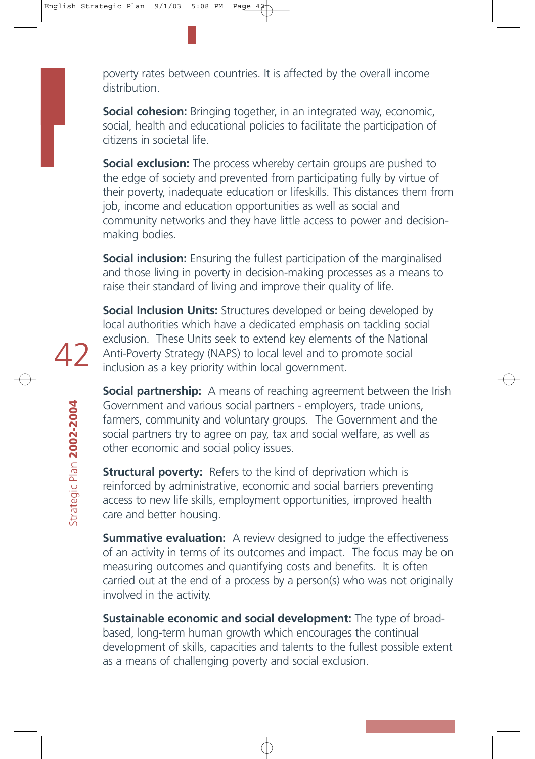poverty rates between countries. It is affected by the overall income distribution.

**Social cohesion:** Bringing together, in an integrated way, economic, social, health and educational policies to facilitate the participation of citizens in societal life.

**Social exclusion:** The process whereby certain groups are pushed to the edge of society and prevented from participating fully by virtue of their poverty, inadequate education or lifeskills. This distances them from job, income and education opportunities as well as social and community networks and they have little access to power and decision-making bodies.

**Social inclusion:** Ensuring the fullest participation of the marginalised and those living in poverty in decision-making processes as a means to raise their standard of living and improve their quality of life.

**Social Inclusion Units:** Structures developed or being developed by local authorities which have a dedicated emphasis on tackling social exclusion. These Units seek to extend key elements of the National Anti-Poverty Strategy (NAPS) to local level and to promote social inclusion as a key priority within local government.

**Social partnership:** A means of reaching agreement between the Irish Government and various social partners - employers, trade unions, farmers, community and voluntary groups. The Government and the social partners try to agree on pay, tax and social welfare, as well as other economic and social policy issues.

**Structural poverty:** Refers to the kind of deprivation which is reinforced by administrative, economic and social barriers preventing access to new life skills, employment opportunities, improved health care and better housing.

**Summative evaluation:** A review designed to judge the effectiveness of an activity in terms of its outcomes and impact. The focus may be on measuring outcomes and quantifying costs and benefits. It is often carried out at the end of a process by a person(s) who was not originally involved in the activity.

**Sustainable economic and social development:** The type of broad-based, long-term human growth which encourages the continual development of skills, capacities and talents to the fullest possible extent as a means of challenging poverty and social exclusion.